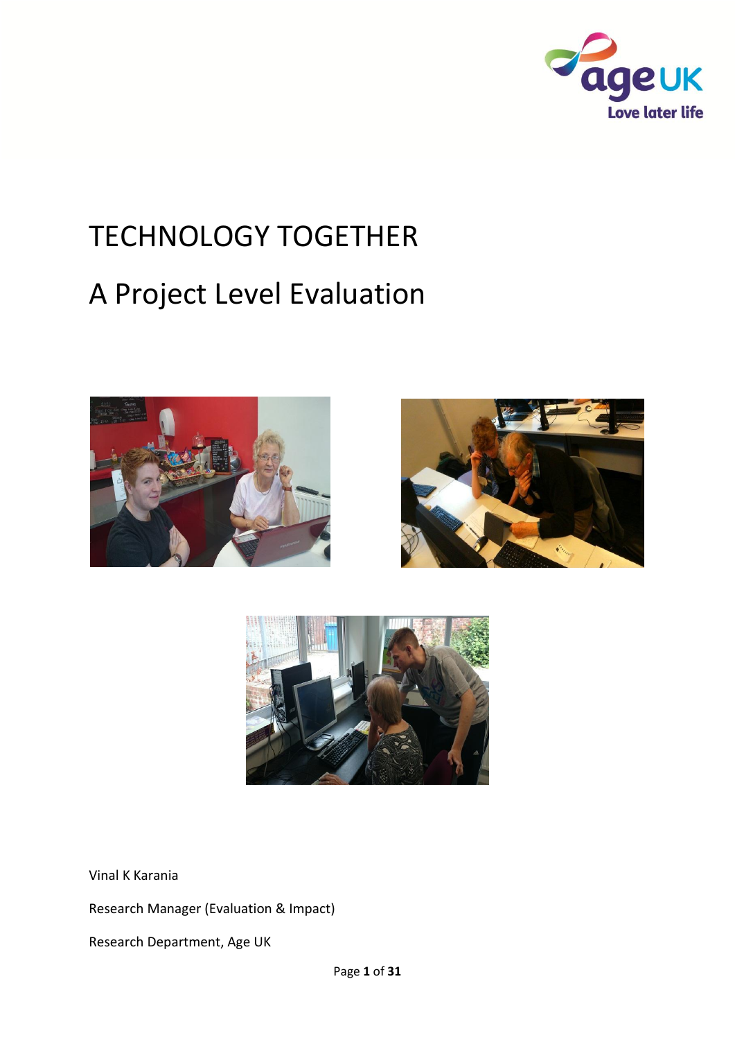# TECHNOLOGY TOGETHER

## A Project Level Evaluation

Vinal K Karania

Research Manager (Evaluation & Impact)

Research Department, Age UK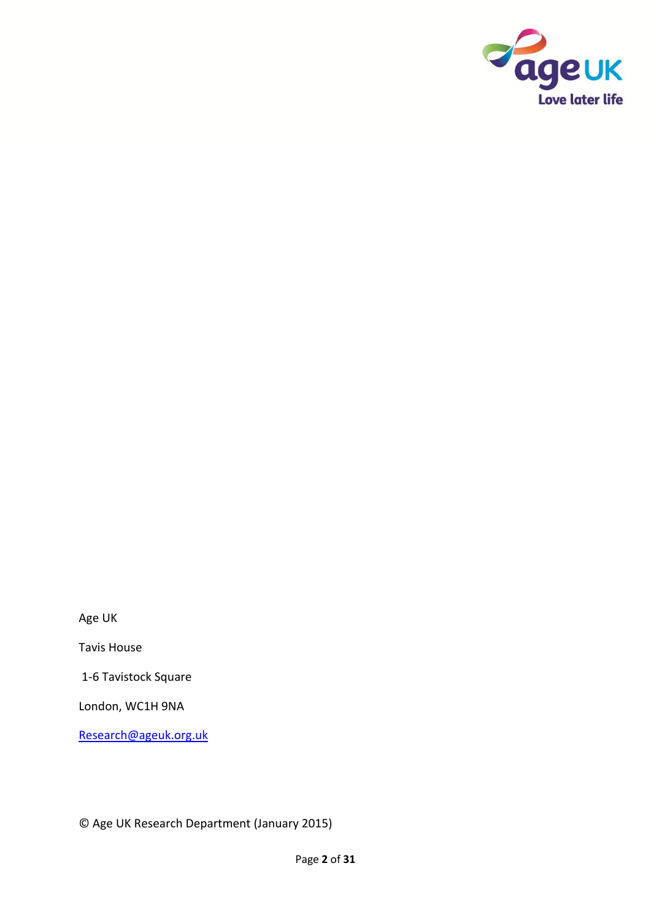Age UK

Tavis House

1-6 Tavistock Square

London, WC1H 9NA

Research@ageuk.org.uk

© Age UK Research Department (January 2015)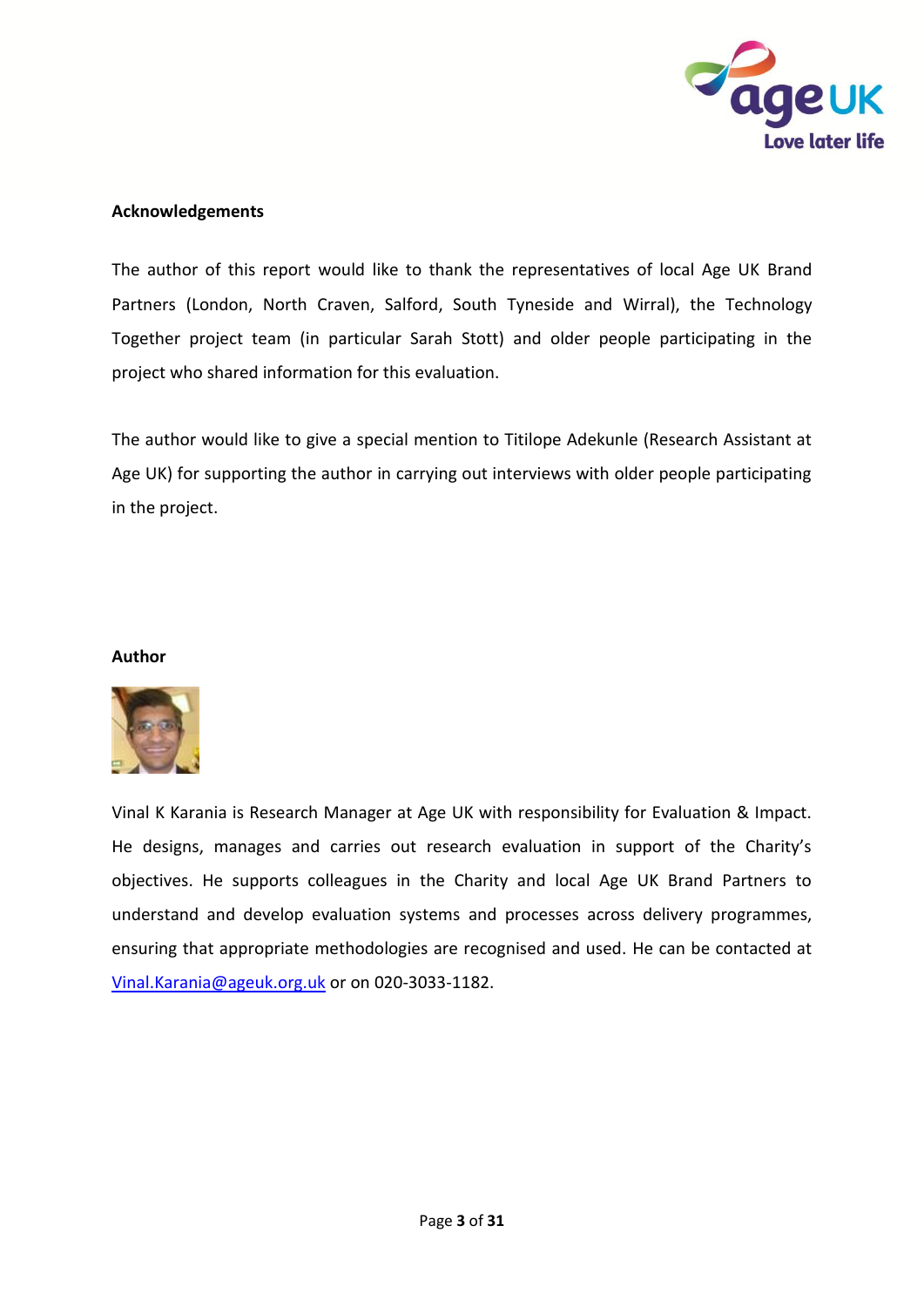**Acknowledgements**

The author of this report would like to thank the representatives of local Age UK Brand Partners (London, North Craven, Salford, South Tyneside and Wirral), the Technology Together project team (in particular Sarah Stott) and older people participating in the project who shared information for this evaluation.

The author would like to give a special mention to Titilope Adekunle (Research Assistant at Age UK) for supporting the author in carrying out interviews with older people participating in the project.

**Author**

Vinal K Karania is Research Manager at Age UK with responsibility for Evaluation & Impact. He designs, manages and carries out research evaluation in support of the Charity's objectives. He supports colleagues in the Charity and local Age UK Brand Partners to understand and develop evaluation systems and processes across delivery programmes, ensuring that appropriate methodologies are recognised and used. He can be contacted at Vinal.Karania@ageuk.org.uk or on 020-3033-1182.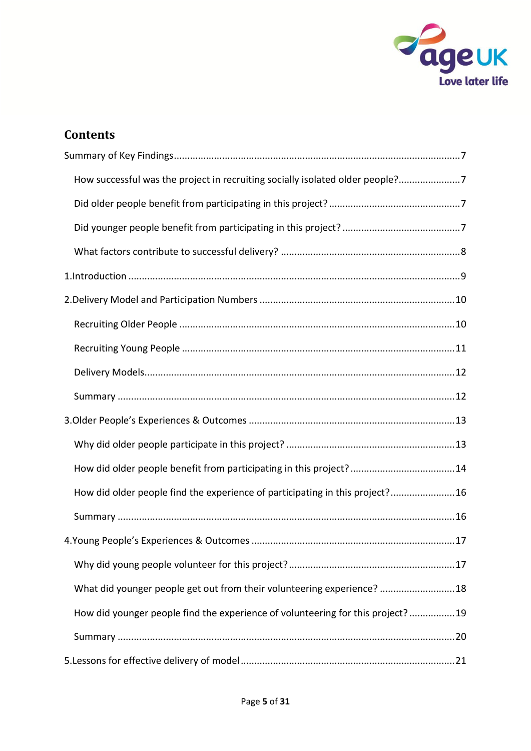## Contents

Summary of Key Findings ..... 7

- How successful was the project in recruiting socially isolated older people? ..... 7
- Did older people benefit from participating in this project? ..... 7
- Did younger people benefit from participating in this project? ..... 7
- What factors contribute to successful delivery? ..... 8

1.Introduction ..... 9

2.Delivery Model and Participation Numbers ..... 10

- Recruiting Older People ..... 10
- Recruiting Young People ..... 11
- Delivery Models ..... 12
- Summary ..... 12

3.Older People's Experiences & Outcomes ..... 13

- Why did older people participate in this project? ..... 13
- How did older people benefit from participating in this project? ..... 14
- How did older people find the experience of participating in this project? ..... 16
- Summary ..... 16

4.Young People's Experiences & Outcomes ..... 17

- Why did young people volunteer for this project? ..... 17
- What did younger people get out from their volunteering experience? ..... 18
- How did younger people find the experience of volunteering for this project? ..... 19
- Summary ..... 20

5.Lessons for effective delivery of model ..... 21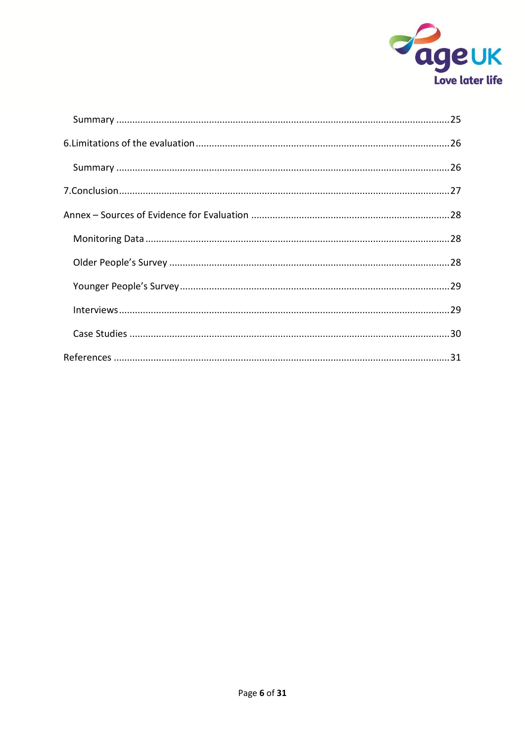Summary ........................................................................................................................25

6.Limitations of the evaluation ...............................................................................................26

Summary ........................................................................................................................26

7.Conclusion............................................................................................................................27

Annex – Sources of Evidence for Evaluation ..........................................................................28

Monitoring Data .................................................................................................................28

Older People's Survey ........................................................................................................28

Younger People's Survey.....................................................................................................29

Interviews............................................................................................................................29

Case Studies .......................................................................................................................30

References ...............................................................................................................................31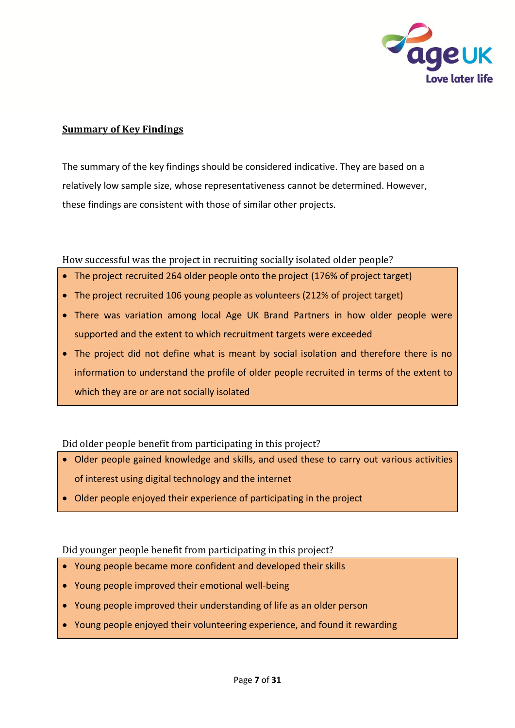## Summary of Key Findings

The summary of the key findings should be considered indicative. They are based on a relatively low sample size, whose representativeness cannot be determined. However, these findings are consistent with those of similar other projects.

How successful was the project in recruiting socially isolated older people?

- The project recruited 264 older people onto the project (176% of project target)
- The project recruited 106 young people as volunteers (212% of project target)
- There was variation among local Age UK Brand Partners in how older people were supported and the extent to which recruitment targets were exceeded
- The project did not define what is meant by social isolation and therefore there is no information to understand the profile of older people recruited in terms of the extent to which they are or are not socially isolated

Did older people benefit from participating in this project?

- Older people gained knowledge and skills, and used these to carry out various activities of interest using digital technology and the internet
- Older people enjoyed their experience of participating in the project

Did younger people benefit from participating in this project?

- Young people became more confident and developed their skills
- Young people improved their emotional well-being
- Young people improved their understanding of life as an older person
- Young people enjoyed their volunteering experience, and found it rewarding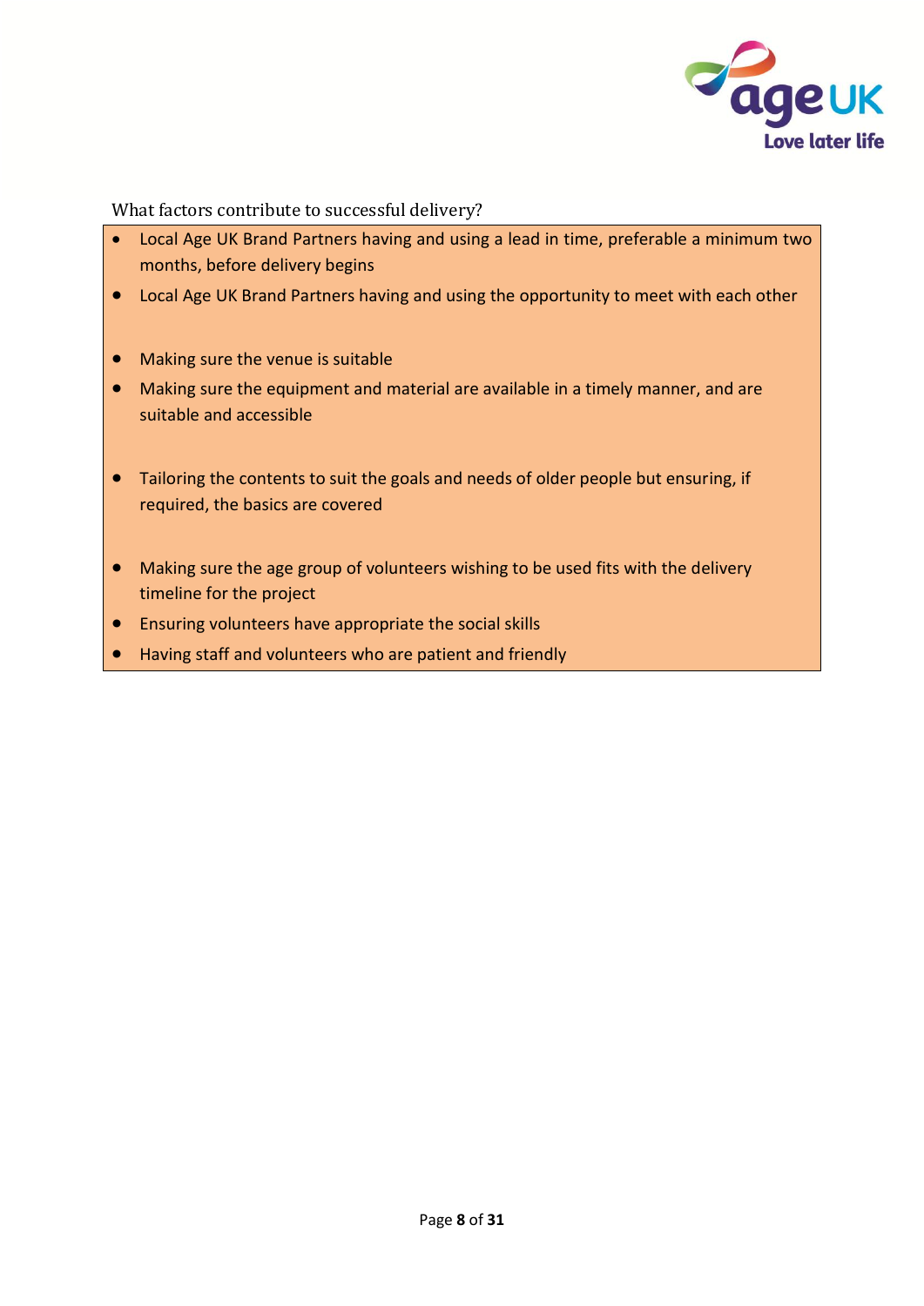What factors contribute to successful delivery?

- Local Age UK Brand Partners having and using a lead in time, preferable a minimum two months, before delivery begins
- Local Age UK Brand Partners having and using the opportunity to meet with each other
- Making sure the venue is suitable
- Making sure the equipment and material are available in a timely manner, and are suitable and accessible
- Tailoring the contents to suit the goals and needs of older people but ensuring, if required, the basics are covered
- Making sure the age group of volunteers wishing to be used fits with the delivery timeline for the project
- Ensuring volunteers have appropriate the social skills
- Having staff and volunteers who are patient and friendly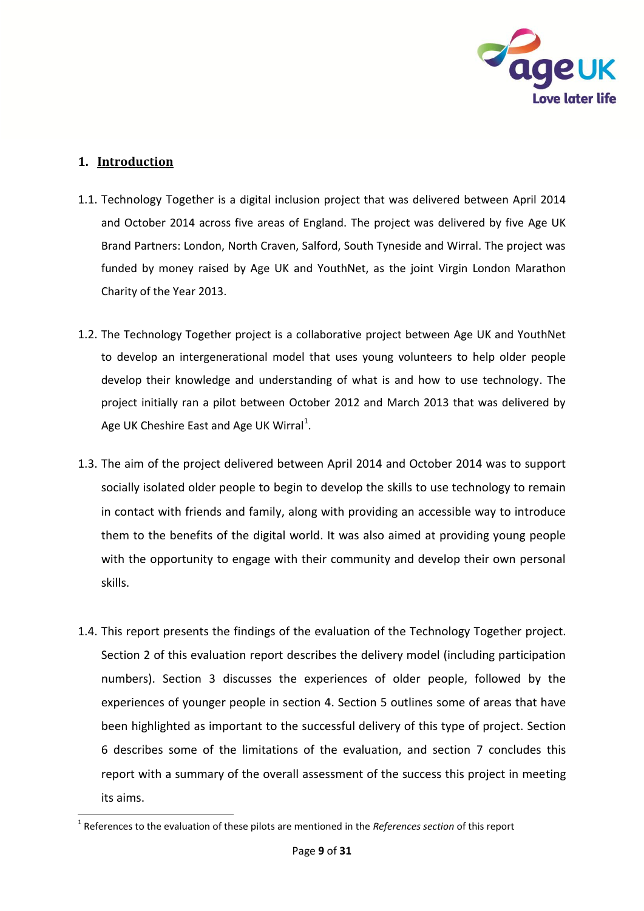## 1. Introduction

1.1. Technology Together is a digital inclusion project that was delivered between April 2014 and October 2014 across five areas of England. The project was delivered by five Age UK Brand Partners: London, North Craven, Salford, South Tyneside and Wirral. The project was funded by money raised by Age UK and YouthNet, as the joint Virgin London Marathon Charity of the Year 2013.

1.2. The Technology Together project is a collaborative project between Age UK and YouthNet to develop an intergenerational model that uses young volunteers to help older people develop their knowledge and understanding of what is and how to use technology. The project initially ran a pilot between October 2012 and March 2013 that was delivered by Age UK Cheshire East and Age UK Wirral[1].

1.3. The aim of the project delivered between April 2014 and October 2014 was to support socially isolated older people to begin to develop the skills to use technology to remain in contact with friends and family, along with providing an accessible way to introduce them to the benefits of the digital world. It was also aimed at providing young people with the opportunity to engage with their community and develop their own personal skills.

1.4. This report presents the findings of the evaluation of the Technology Together project. Section 2 of this evaluation report describes the delivery model (including participation numbers). Section 3 discusses the experiences of older people, followed by the experiences of younger people in section 4. Section 5 outlines some of areas that have been highlighted as important to the successful delivery of this type of project. Section 6 describes some of the limitations of the evaluation, and section 7 concludes this report with a summary of the overall assessment of the success this project in meeting its aims.

[1] References to the evaluation of these pilots are mentioned in the *References section* of this report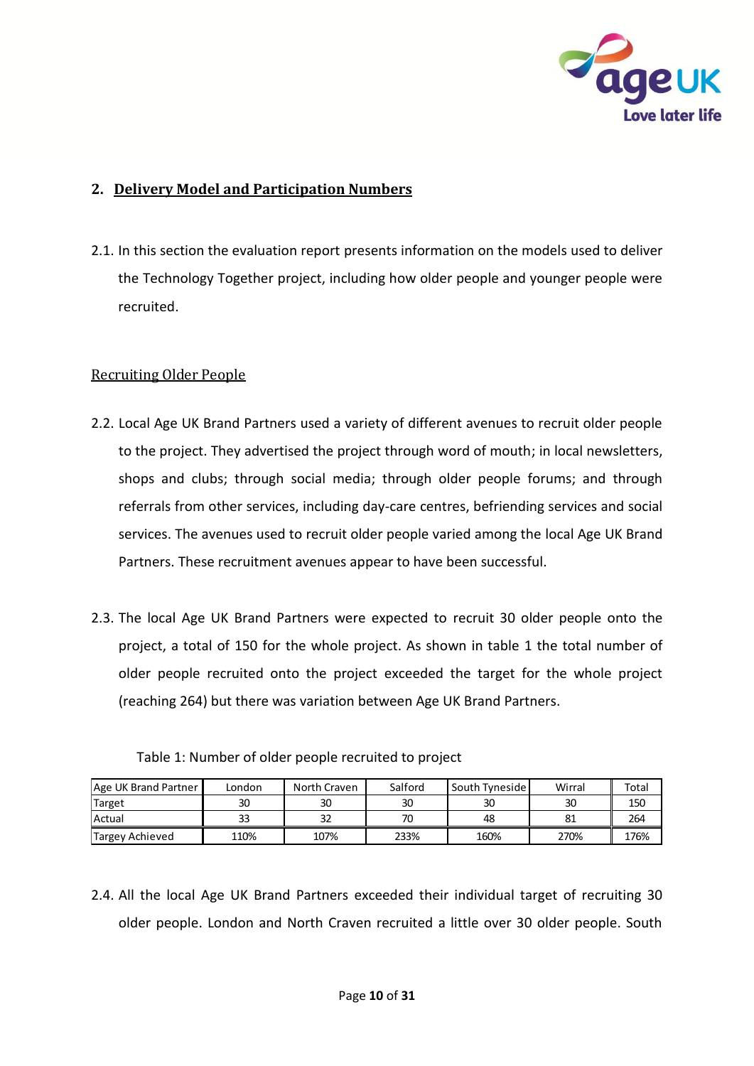## 2. Delivery Model and Participation Numbers

2.1. In this section the evaluation report presents information on the models used to deliver the Technology Together project, including how older people and younger people were recruited.

### Recruiting Older People

2.2. Local Age UK Brand Partners used a variety of different avenues to recruit older people to the project. They advertised the project through word of mouth; in local newsletters, shops and clubs; through social media; through older people forums; and through referrals from other services, including day-care centres, befriending services and social services. The avenues used to recruit older people varied among the local Age UK Brand Partners. These recruitment avenues appear to have been successful.

2.3. The local Age UK Brand Partners were expected to recruit 30 older people onto the project, a total of 150 for the whole project. As shown in table 1 the total number of older people recruited onto the project exceeded the target for the whole project (reaching 264) but there was variation between Age UK Brand Partners.

Table 1: Number of older people recruited to project

| Age UK Brand Partner | London | North Craven | Salford | South Tyneside | Wirral | Total |
|---|---|---|---|---|---|---|
| Target | 30 | 30 | 30 | 30 | 30 | 150 |
| Actual | 33 | 32 | 70 | 48 | 81 | 264 |
| Targey Achieved | 110% | 107% | 233% | 160% | 270% | 176% |

2.4. All the local Age UK Brand Partners exceeded their individual target of recruiting 30 older people. London and North Craven recruited a little over 30 older people. South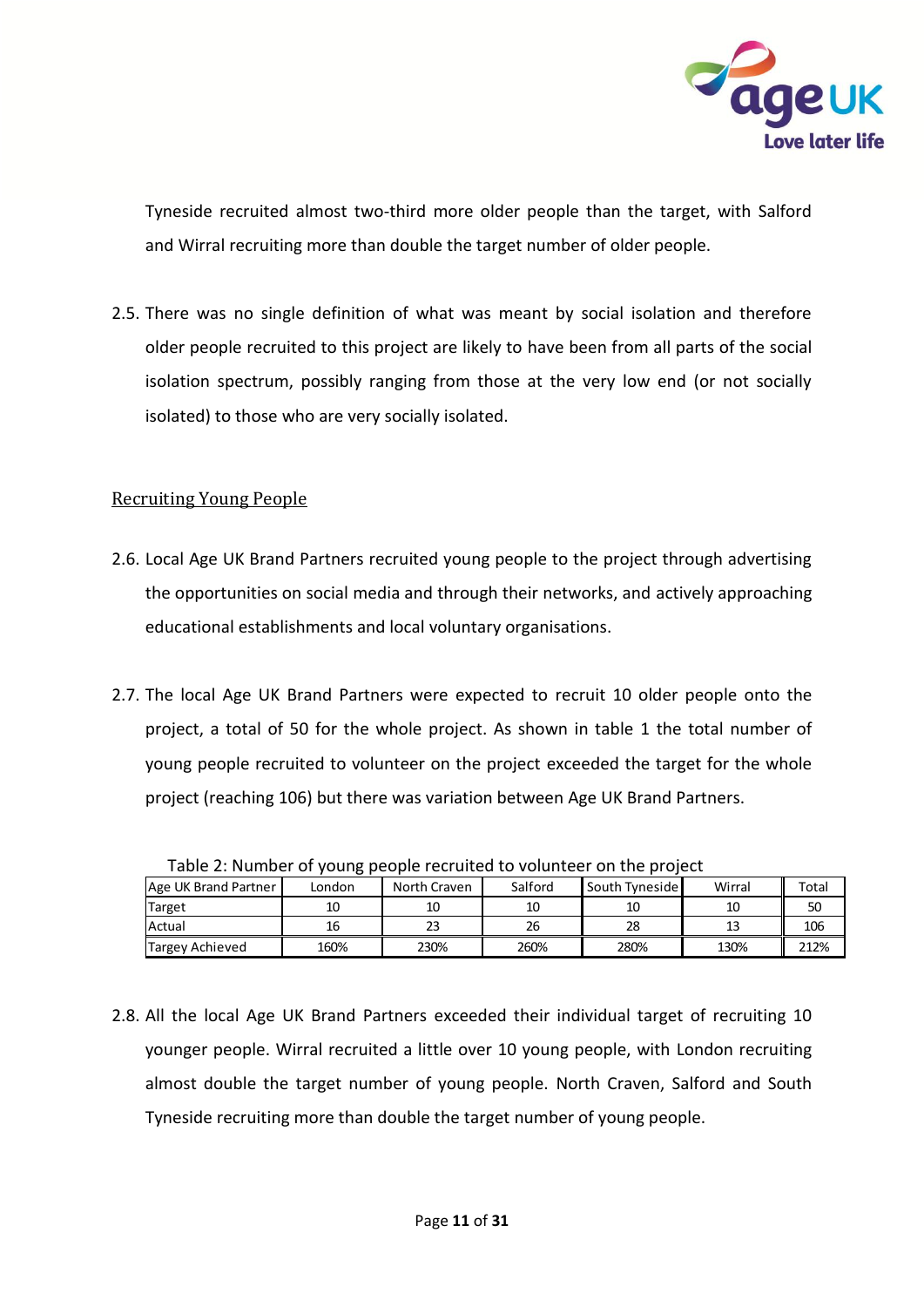Tyneside recruited almost two-third more older people than the target, with Salford and Wirral recruiting more than double the target number of older people.

2.5. There was no single definition of what was meant by social isolation and therefore older people recruited to this project are likely to have been from all parts of the social isolation spectrum, possibly ranging from those at the very low end (or not socially isolated) to those who are very socially isolated.

## Recruiting Young People

2.6. Local Age UK Brand Partners recruited young people to the project through advertising the opportunities on social media and through their networks, and actively approaching educational establishments and local voluntary organisations.

2.7. The local Age UK Brand Partners were expected to recruit 10 older people onto the project, a total of 50 for the whole project. As shown in table 1 the total number of young people recruited to volunteer on the project exceeded the target for the whole project (reaching 106) but there was variation between Age UK Brand Partners.

Table 2: Number of young people recruited to volunteer on the project

| Age UK Brand Partner | London | North Craven | Salford | South Tyneside | Wirral | Total |
|---|---|---|---|---|---|---|
| Target | 10 | 10 | 10 | 10 | 10 | 50 |
| Actual | 16 | 23 | 26 | 28 | 13 | 106 |
| Targey Achieved | 160% | 230% | 260% | 280% | 130% | 212% |

2.8. All the local Age UK Brand Partners exceeded their individual target of recruiting 10 younger people. Wirral recruited a little over 10 young people, with London recruiting almost double the target number of young people. North Craven, Salford and South Tyneside recruiting more than double the target number of young people.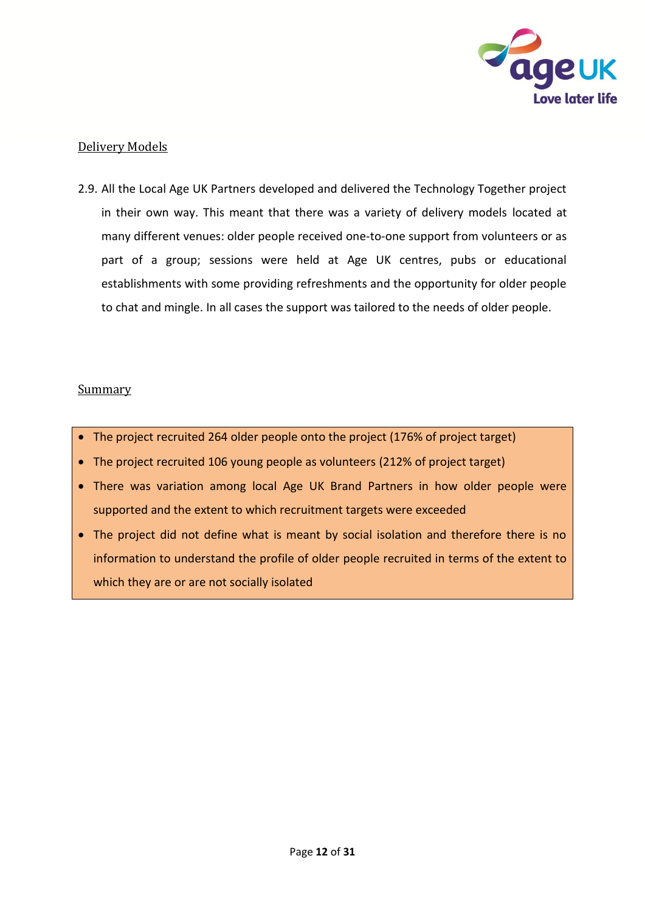## Delivery Models

2.9. All the Local Age UK Partners developed and delivered the Technology Together project in their own way. This meant that there was a variety of delivery models located at many different venues: older people received one-to-one support from volunteers or as part of a group; sessions were held at Age UK centres, pubs or educational establishments with some providing refreshments and the opportunity for older people to chat and mingle. In all cases the support was tailored to the needs of older people.

## Summary

- The project recruited 264 older people onto the project (176% of project target)
- The project recruited 106 young people as volunteers (212% of project target)
- There was variation among local Age UK Brand Partners in how older people were supported and the extent to which recruitment targets were exceeded
- The project did not define what is meant by social isolation and therefore there is no information to understand the profile of older people recruited in terms of the extent to which they are or are not socially isolated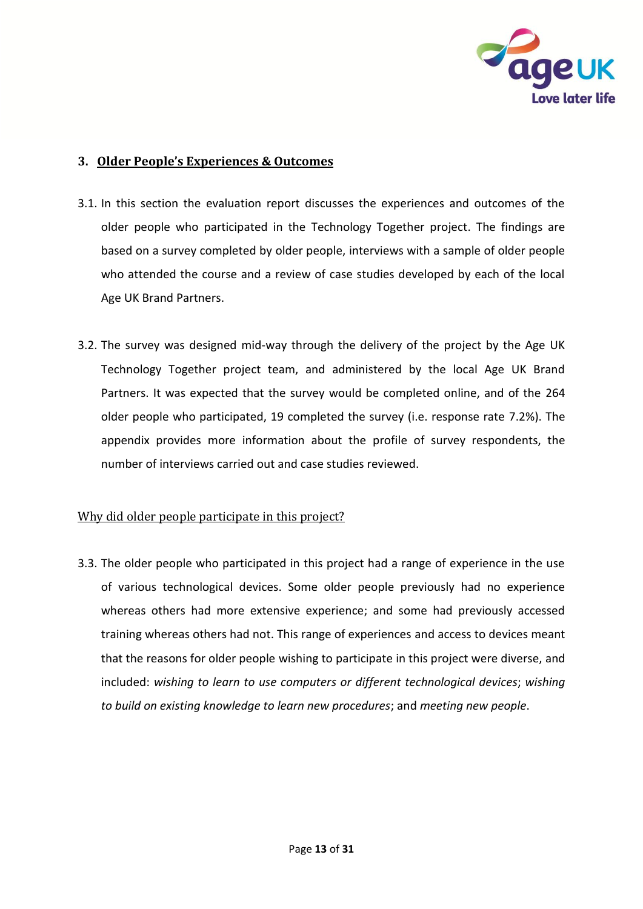## 3. Older People's Experiences & Outcomes

3.1. In this section the evaluation report discusses the experiences and outcomes of the older people who participated in the Technology Together project. The findings are based on a survey completed by older people, interviews with a sample of older people who attended the course and a review of case studies developed by each of the local Age UK Brand Partners.

3.2. The survey was designed mid-way through the delivery of the project by the Age UK Technology Together project team, and administered by the local Age UK Brand Partners. It was expected that the survey would be completed online, and of the 264 older people who participated, 19 completed the survey (i.e. response rate 7.2%). The appendix provides more information about the profile of survey respondents, the number of interviews carried out and case studies reviewed.

### Why did older people participate in this project?

3.3. The older people who participated in this project had a range of experience in the use of various technological devices. Some older people previously had no experience whereas others had more extensive experience; and some had previously accessed training whereas others had not. This range of experiences and access to devices meant that the reasons for older people wishing to participate in this project were diverse, and included: *wishing to learn to use computers or different technological devices*; *wishing to build on existing knowledge to learn new procedures*; and *meeting new people*.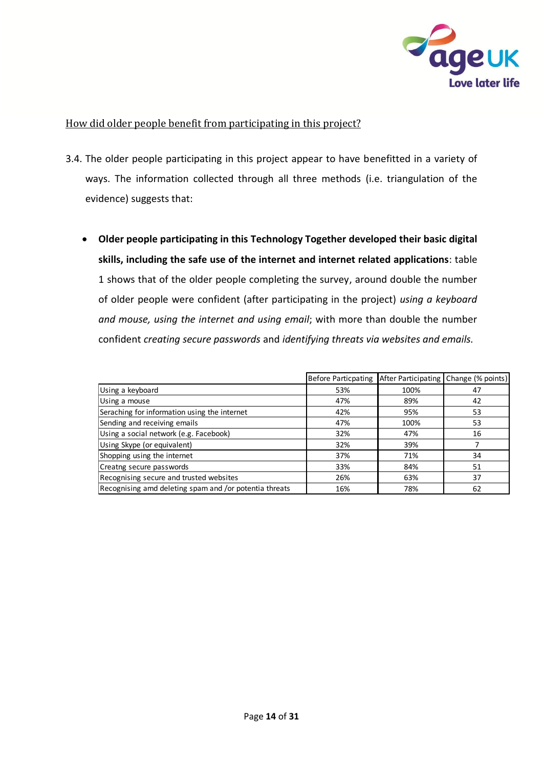How did older people benefit from participating in this project?

3.4. The older people participating in this project appear to have benefitted in a variety of ways. The information collected through all three methods (i.e. triangulation of the evidence) suggests that:

- **Older people participating in this Technology Together developed their basic digital skills, including the safe use of the internet and internet related applications**: table 1 shows that of the older people completing the survey, around double the number of older people were confident (after participating in the project) *using a keyboard and mouse, using the internet and using email*; with more than double the number confident *creating secure passwords* and *identifying threats via websites and emails.*

| | Before Particpating | After Participating | Change (% points) |
|---|---|---|---|
| Using a keyboard | 53% | 100% | 47 |
| Using a mouse | 47% | 89% | 42 |
| Seraching for information using the internet | 42% | 95% | 53 |
| Sending and receiving emails | 47% | 100% | 53 |
| Using a social network (e.g. Facebook) | 32% | 47% | 16 |
| Using Skype (or equivalent) | 32% | 39% | 7 |
| Shopping using the internet | 37% | 71% | 34 |
| Creatng secure passwords | 33% | 84% | 51 |
| Recognising secure and trusted websites | 26% | 63% | 37 |
| Recognising amd deleting spam and /or potentia threats | 16% | 78% | 62 |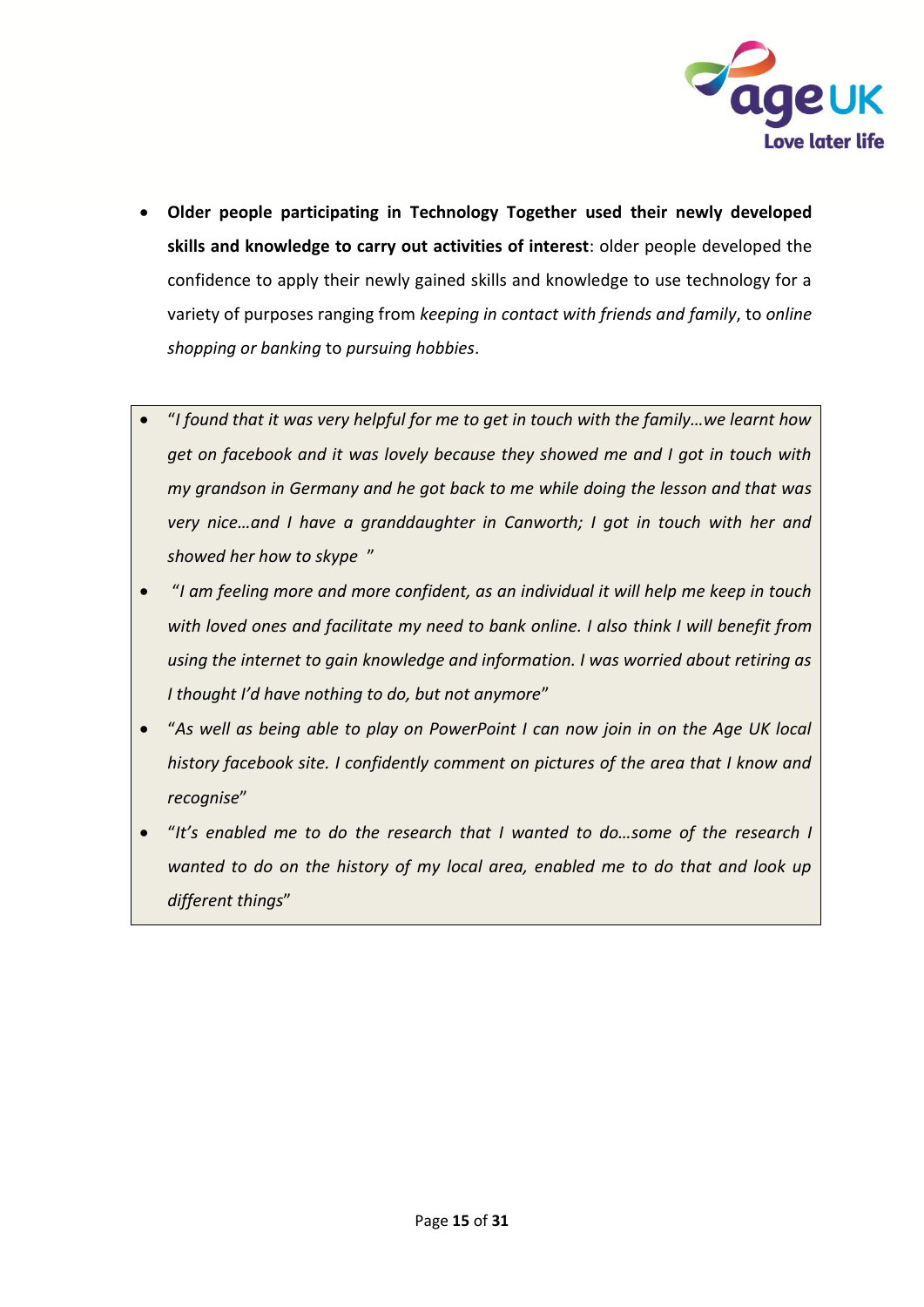- **Older people participating in Technology Together used their newly developed skills and knowledge to carry out activities of interest**: older people developed the confidence to apply their newly gained skills and knowledge to use technology for a variety of purposes ranging from *keeping in contact with friends and family*, to *online shopping or banking* to *pursuing hobbies*.

- "*I found that it was very helpful for me to get in touch with the family…we learnt how get on facebook and it was lovely because they showed me and I got in touch with my grandson in Germany and he got back to me while doing the lesson and that was very nice…and I have a granddaughter in Canworth; I got in touch with her and showed her how to skype* "
- "*I am feeling more and more confident, as an individual it will help me keep in touch with loved ones and facilitate my need to bank online. I also think I will benefit from using the internet to gain knowledge and information. I was worried about retiring as I thought I'd have nothing to do, but not anymore*"
- "*As well as being able to play on PowerPoint I can now join in on the Age UK local history facebook site. I confidently comment on pictures of the area that I know and recognise*"
- "*It's enabled me to do the research that I wanted to do…some of the research I wanted to do on the history of my local area, enabled me to do that and look up different things*"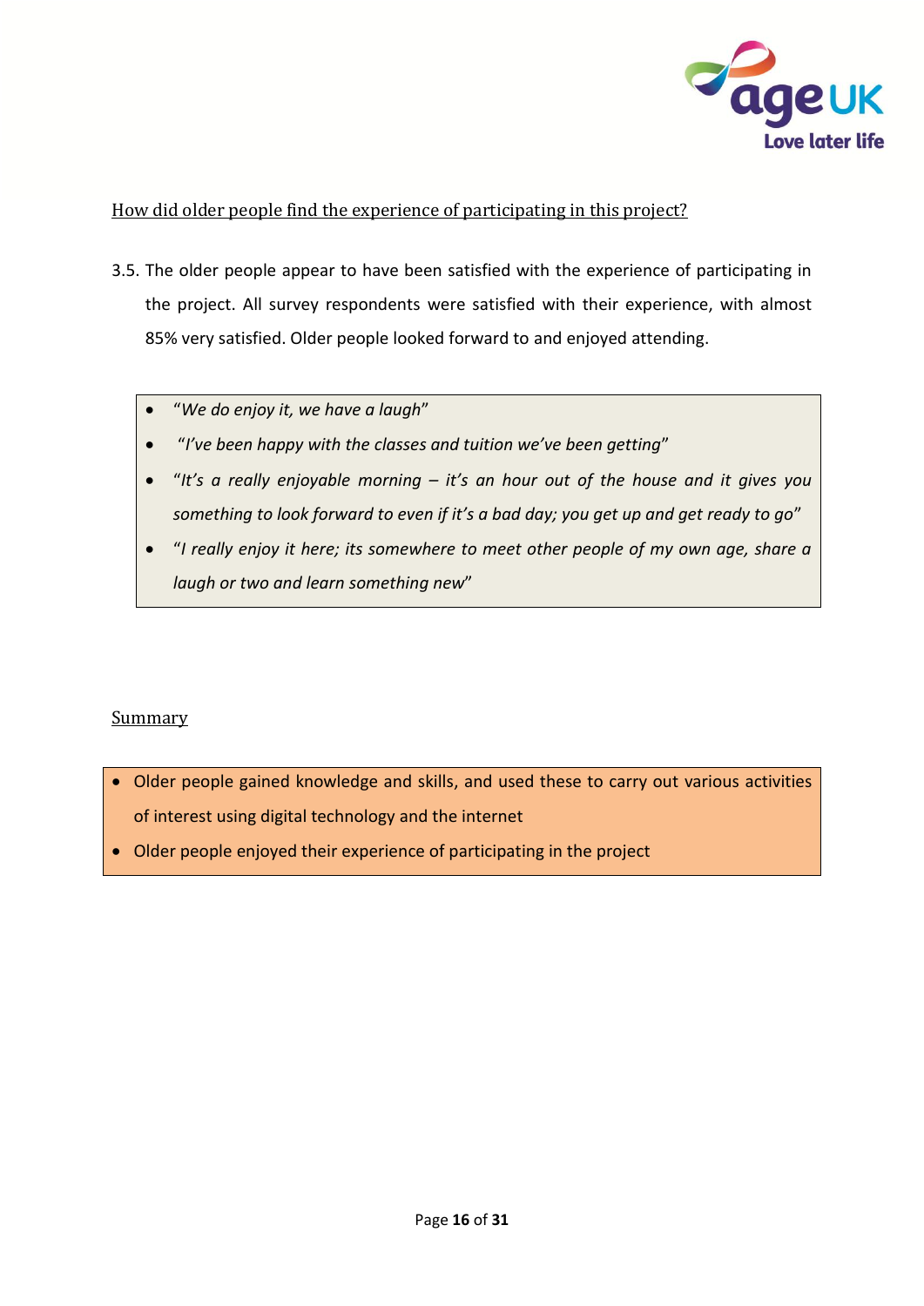How did older people find the experience of participating in this project?

3.5. The older people appear to have been satisfied with the experience of participating in the project. All survey respondents were satisfied with their experience, with almost 85% very satisfied. Older people looked forward to and enjoyed attending.

- "*We do enjoy it, we have a laugh*"
- "*I've been happy with the classes and tuition we've been getting*"
- "*It's a really enjoyable morning – it's an hour out of the house and it gives you something to look forward to even if it's a bad day; you get up and get ready to go*"
- "*I really enjoy it here; its somewhere to meet other people of my own age, share a laugh or two and learn something new*"

Summary

- Older people gained knowledge and skills, and used these to carry out various activities of interest using digital technology and the internet
- Older people enjoyed their experience of participating in the project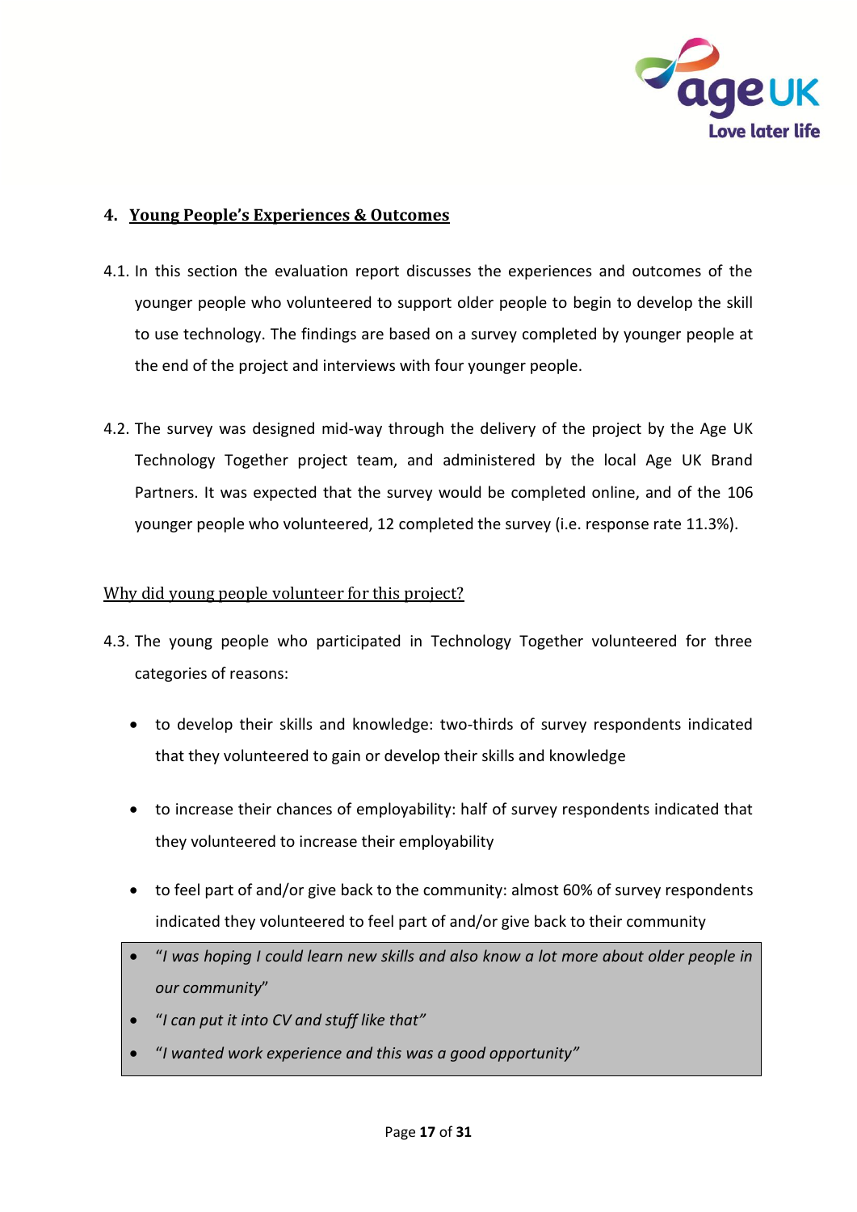## 4. Young People's Experiences & Outcomes

4.1. In this section the evaluation report discusses the experiences and outcomes of the younger people who volunteered to support older people to begin to develop the skill to use technology. The findings are based on a survey completed by younger people at the end of the project and interviews with four younger people.

4.2. The survey was designed mid-way through the delivery of the project by the Age UK Technology Together project team, and administered by the local Age UK Brand Partners. It was expected that the survey would be completed online, and of the 106 younger people who volunteered, 12 completed the survey (i.e. response rate 11.3%).

### Why did young people volunteer for this project?

4.3. The young people who participated in Technology Together volunteered for three categories of reasons:

- to develop their skills and knowledge: two-thirds of survey respondents indicated that they volunteered to gain or develop their skills and knowledge
- to increase their chances of employability: half of survey respondents indicated that they volunteered to increase their employability
- to feel part of and/or give back to the community: almost 60% of survey respondents indicated they volunteered to feel part of and/or give back to their community

> - "*I was hoping I could learn new skills and also know a lot more about older people in our community*"
> - "*I can put it into CV and stuff like that*"
> - "*I wanted work experience and this was a good opportunity*"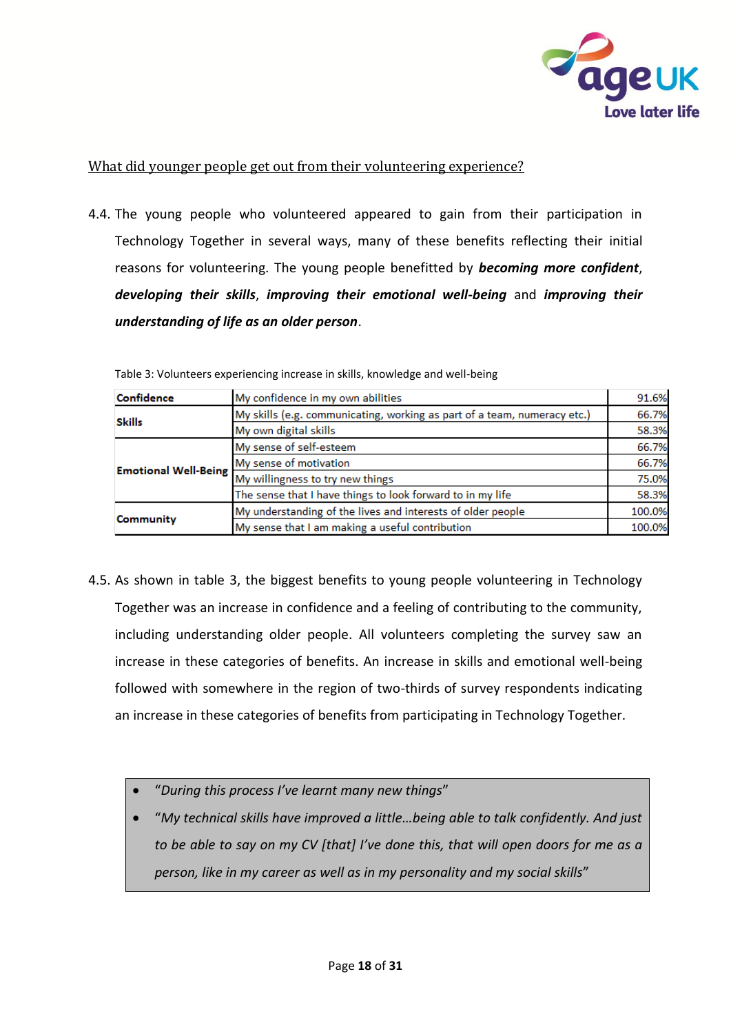What did younger people get out from their volunteering experience?

4.4. The young people who volunteered appeared to gain from their participation in Technology Together in several ways, many of these benefits reflecting their initial reasons for volunteering. The young people benefitted by ***becoming more confident***, ***developing their skills***, ***improving their emotional well-being*** and ***improving their understanding of life as an older person***.

Table 3: Volunteers experiencing increase in skills, knowledge and well-being

| | | |
|---|---|---|
| **Confidence** | My confidence in my own abilities | 91.6% |
| **Skills** | My skills (e.g. communicating, working as part of a team, numeracy etc.) | 66.7% |
| | My own digital skills | 58.3% |
| **Emotional Well-Being** | My sense of self-esteem | 66.7% |
| | My sense of motivation | 66.7% |
| | My willingness to try new things | 75.0% |
| | The sense that I have things to look forward to in my life | 58.3% |
| **Community** | My understanding of the lives and interests of older people | 100.0% |
| | My sense that I am making a useful contribution | 100.0% |

4.5. As shown in table 3, the biggest benefits to young people volunteering in Technology Together was an increase in confidence and a feeling of contributing to the community, including understanding older people. All volunteers completing the survey saw an increase in these categories of benefits. An increase in skills and emotional well-being followed with somewhere in the region of two-thirds of survey respondents indicating an increase in these categories of benefits from participating in Technology Together.

- *"During this process I've learnt many new things"*
- *"My technical skills have improved a little…being able to talk confidently. And just to be able to say on my CV [that] I've done this, that will open doors for me as a person, like in my career as well as in my personality and my social skills"*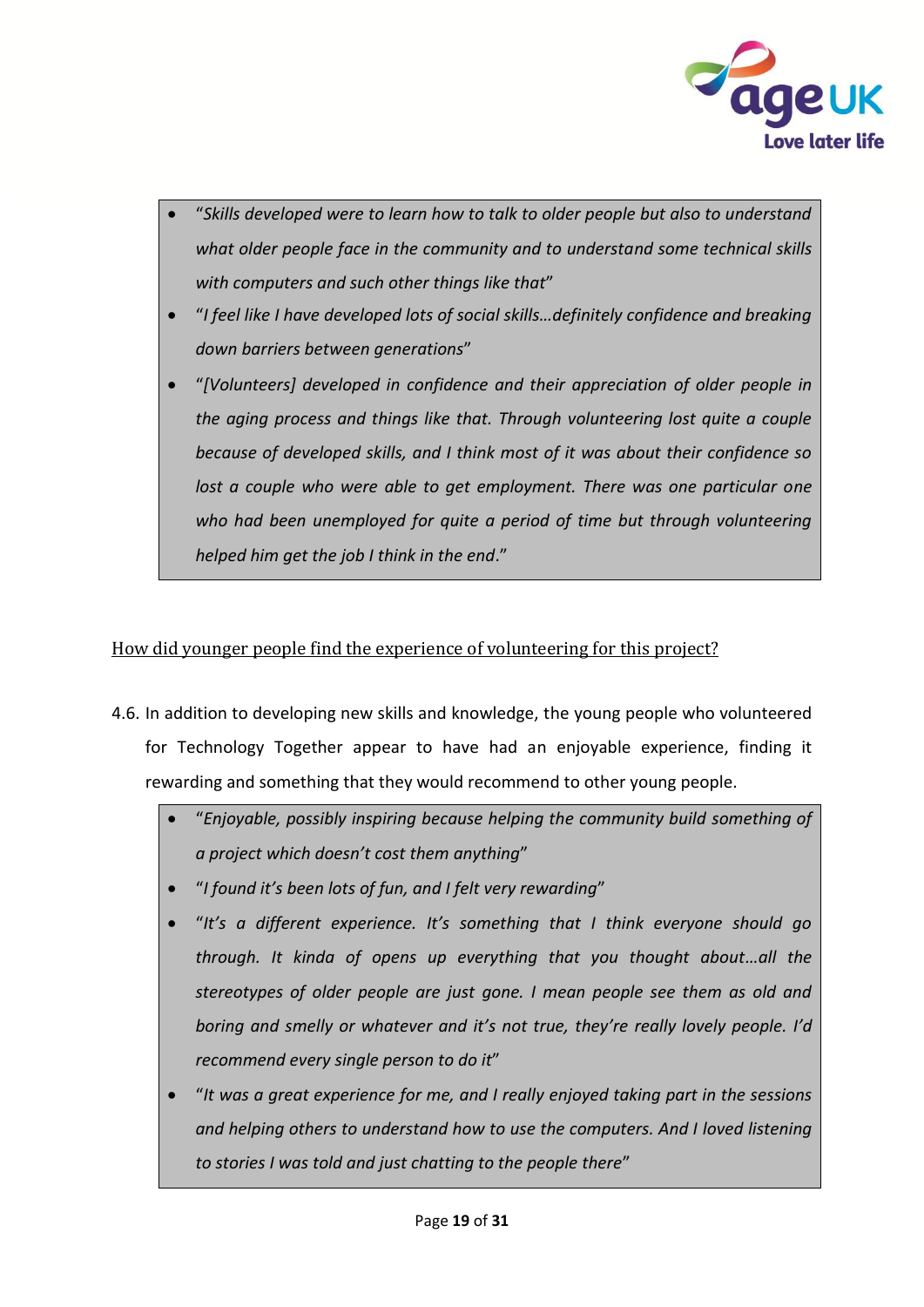- "*Skills developed were to learn how to talk to older people but also to understand what older people face in the community and to understand some technical skills with computers and such other things like that*"
- "*I feel like I have developed lots of social skills…definitely confidence and breaking down barriers between generations*"
- "*[Volunteers] developed in confidence and their appreciation of older people in the aging process and things like that. Through volunteering lost quite a couple because of developed skills, and I think most of it was about their confidence so lost a couple who were able to get employment. There was one particular one who had been unemployed for quite a period of time but through volunteering helped him get the job I think in the end*."

<u>How did younger people find the experience of volunteering for this project?</u>

4.6. In addition to developing new skills and knowledge, the young people who volunteered for Technology Together appear to have had an enjoyable experience, finding it rewarding and something that they would recommend to other young people.

- "*Enjoyable, possibly inspiring because helping the community build something of a project which doesn't cost them anything*"
- "*I found it's been lots of fun, and I felt very rewarding*"
- "*It's a different experience. It's something that I think everyone should go through. It kinda of opens up everything that you thought about…all the stereotypes of older people are just gone. I mean people see them as old and boring and smelly or whatever and it's not true, they're really lovely people. I'd recommend every single person to do it*"
- "*It was a great experience for me, and I really enjoyed taking part in the sessions and helping others to understand how to use the computers. And I loved listening to stories I was told and just chatting to the people there*"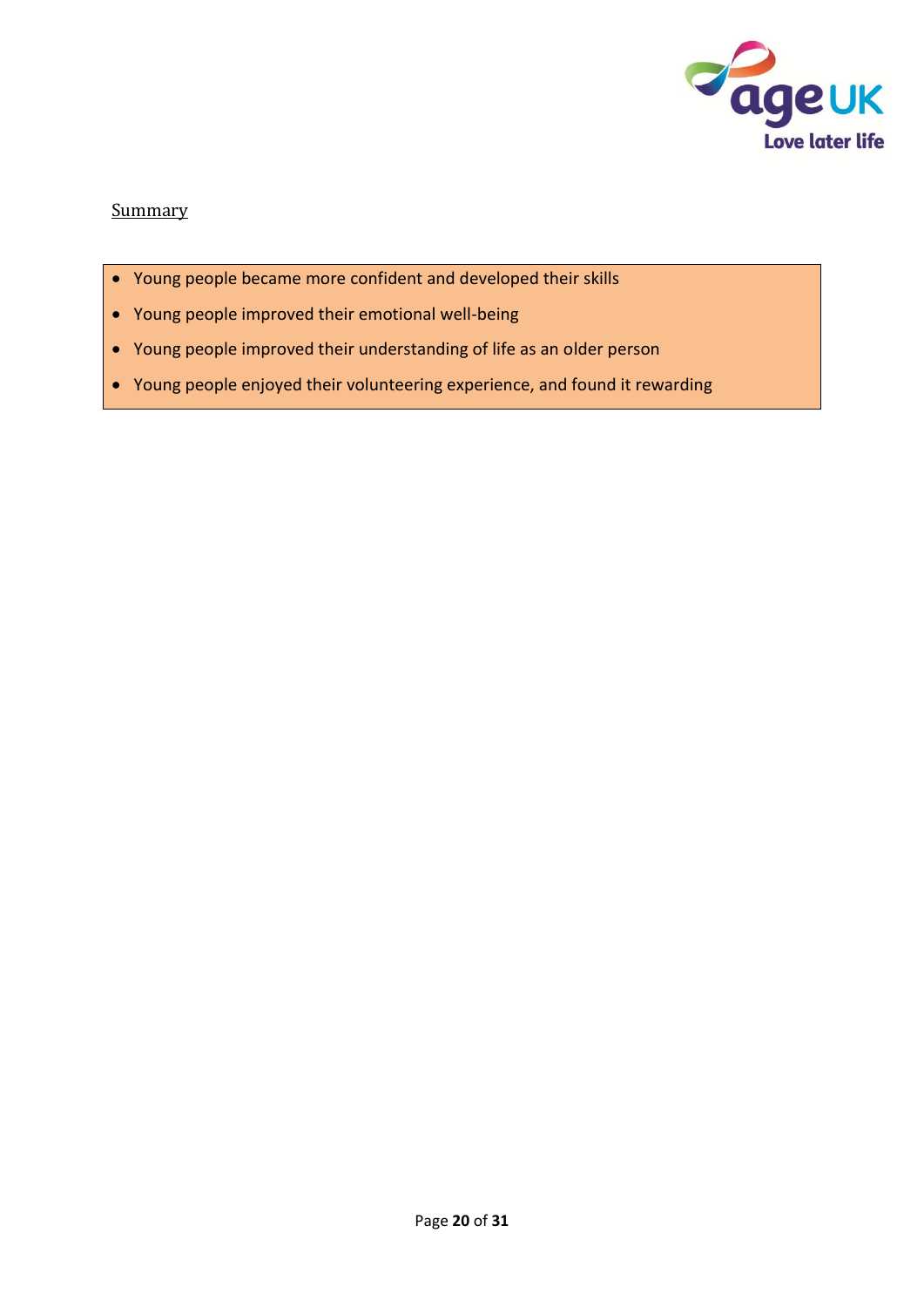Summary

- Young people became more confident and developed their skills
- Young people improved their emotional well-being
- Young people improved their understanding of life as an older person
- Young people enjoyed their volunteering experience, and found it rewarding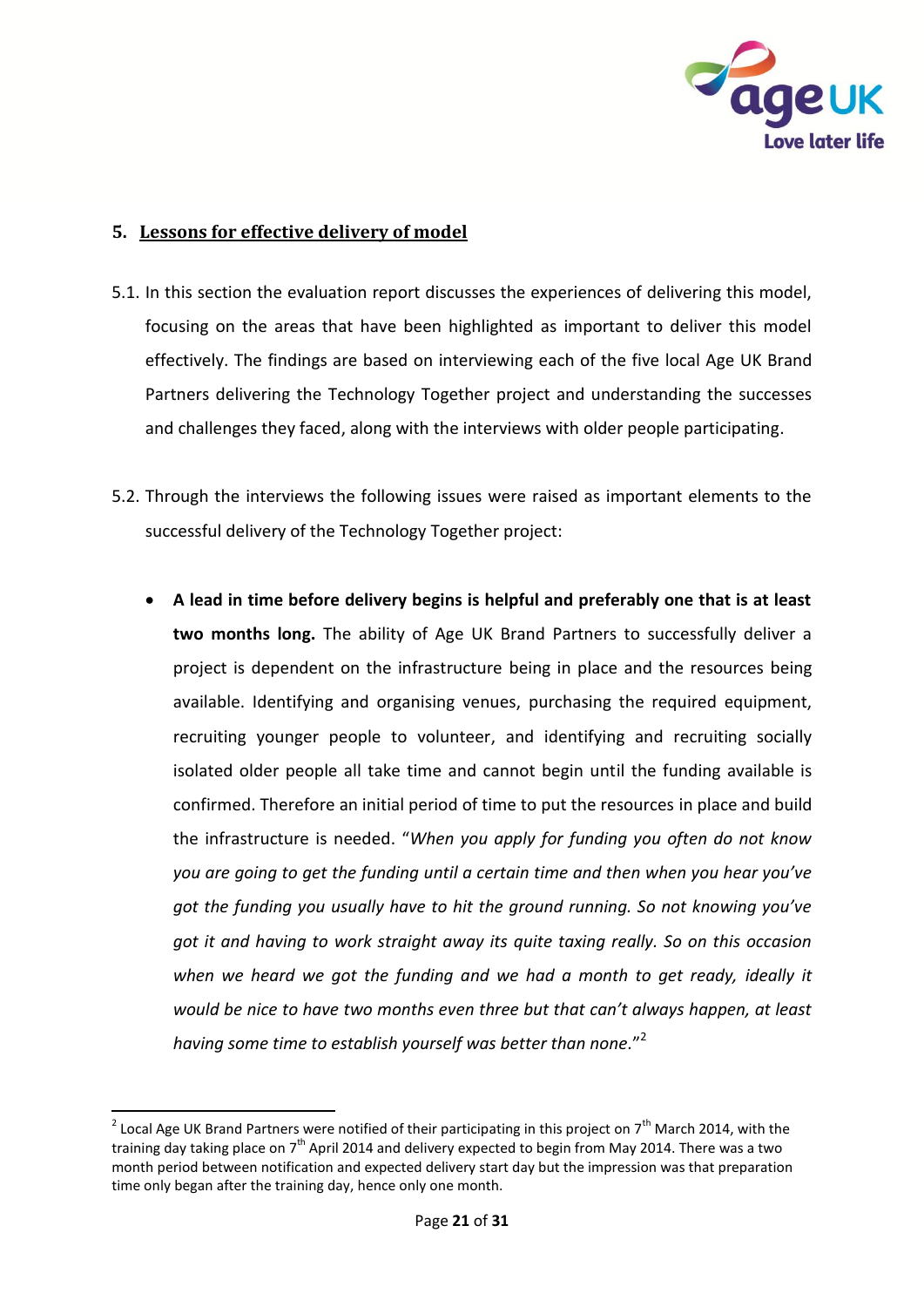## 5. Lessons for effective delivery of model

5.1. In this section the evaluation report discusses the experiences of delivering this model, focusing on the areas that have been highlighted as important to deliver this model effectively. The findings are based on interviewing each of the five local Age UK Brand Partners delivering the Technology Together project and understanding the successes and challenges they faced, along with the interviews with older people participating.

5.2. Through the interviews the following issues were raised as important elements to the successful delivery of the Technology Together project:

- **A lead in time before delivery begins is helpful and preferably one that is at least two months long.** The ability of Age UK Brand Partners to successfully deliver a project is dependent on the infrastructure being in place and the resources being available. Identifying and organising venues, purchasing the required equipment, recruiting younger people to volunteer, and identifying and recruiting socially isolated older people all take time and cannot begin until the funding available is confirmed. Therefore an initial period of time to put the resources in place and build the infrastructure is needed. "*When you apply for funding you often do not know you are going to get the funding until a certain time and then when you hear you've got the funding you usually have to hit the ground running. So not knowing you've got it and having to work straight away its quite taxing really. So on this occasion when we heard we got the funding and we had a month to get ready, ideally it would be nice to have two months even three but that can't always happen, at least having some time to establish yourself was better than none.*"[2]

---

[2] Local Age UK Brand Partners were notified of their participating in this project on 7th March 2014, with the training day taking place on 7th April 2014 and delivery expected to begin from May 2014. There was a two month period between notification and expected delivery start day but the impression was that preparation time only began after the training day, hence only one month.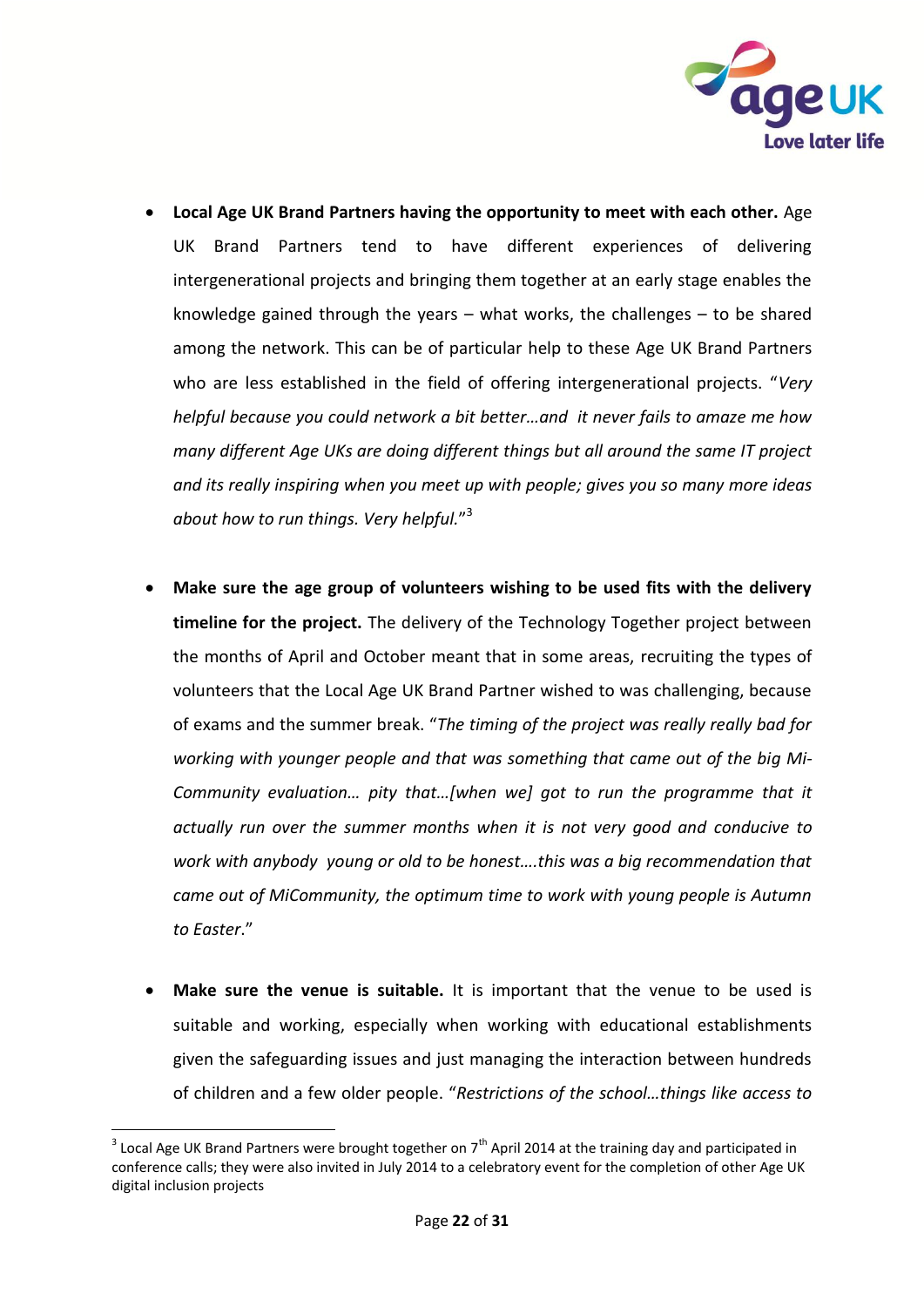- **Local Age UK Brand Partners having the opportunity to meet with each other.** Age UK Brand Partners tend to have different experiences of delivering intergenerational projects and bringing them together at an early stage enables the knowledge gained through the years – what works, the challenges – to be shared among the network. This can be of particular help to these Age UK Brand Partners who are less established in the field of offering intergenerational projects. "*Very helpful because you could network a bit better…and it never fails to amaze me how many different Age UKs are doing different things but all around the same IT project and its really inspiring when you meet up with people; gives you so many more ideas about how to run things. Very helpful.*"[3]

- **Make sure the age group of volunteers wishing to be used fits with the delivery timeline for the project.** The delivery of the Technology Together project between the months of April and October meant that in some areas, recruiting the types of volunteers that the Local Age UK Brand Partner wished to was challenging, because of exams and the summer break. "*The timing of the project was really really bad for working with younger people and that was something that came out of the big Mi-Community evaluation… pity that…[when we] got to run the programme that it actually run over the summer months when it is not very good and conducive to work with anybody young or old to be honest….this was a big recommendation that came out of MiCommunity, the optimum time to work with young people is Autumn to Easter*."

- **Make sure the venue is suitable.** It is important that the venue to be used is suitable and working, especially when working with educational establishments given the safeguarding issues and just managing the interaction between hundreds of children and a few older people. "*Restrictions of the school…things like access to*

[3] Local Age UK Brand Partners were brought together on 7th April 2014 at the training day and participated in conference calls; they were also invited in July 2014 to a celebratory event for the completion of other Age UK digital inclusion projects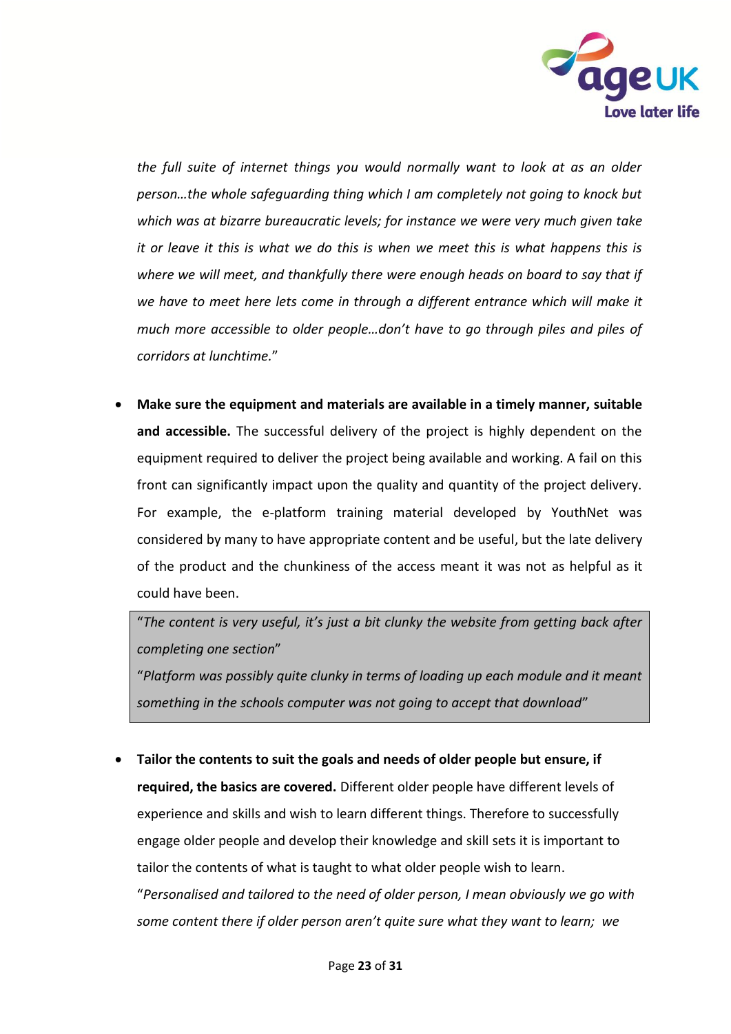*the full suite of internet things you would normally want to look at as an older person…the whole safeguarding thing which I am completely not going to knock but which was at bizarre bureaucratic levels; for instance we were very much given take it or leave it this is what we do this is when we meet this is what happens this is where we will meet, and thankfully there were enough heads on board to say that if we have to meet here lets come in through a different entrance which will make it much more accessible to older people…don't have to go through piles and piles of corridors at lunchtime.*"

- **Make sure the equipment and materials are available in a timely manner, suitable and accessible.** The successful delivery of the project is highly dependent on the equipment required to deliver the project being available and working. A fail on this front can significantly impact upon the quality and quantity of the project delivery. For example, the e-platform training material developed by YouthNet was considered by many to have appropriate content and be useful, but the late delivery of the product and the chunkiness of the access meant it was not as helpful as it could have been.

> "*The content is very useful, it's just a bit clunky the website from getting back after completing one section*"
> "*Platform was possibly quite clunky in terms of loading up each module and it meant something in the schools computer was not going to accept that download*"

- **Tailor the contents to suit the goals and needs of older people but ensure, if required, the basics are covered.** Different older people have different levels of experience and skills and wish to learn different things. Therefore to successfully engage older people and develop their knowledge and skill sets it is important to tailor the contents of what is taught to what older people wish to learn.
  "*Personalised and tailored to the need of older person, I mean obviously we go with some content there if older person aren't quite sure what they want to learn; we*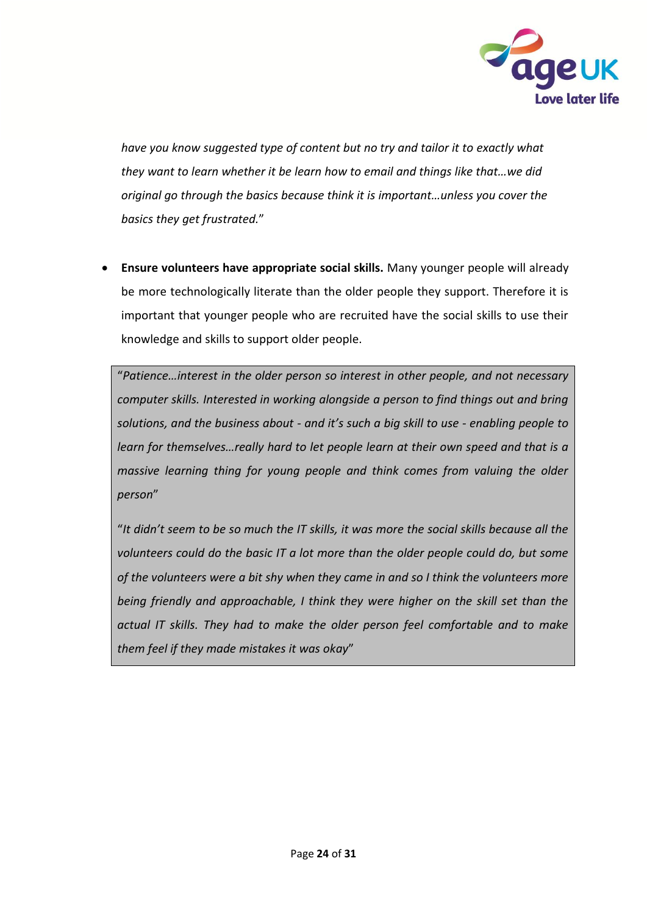*have you know suggested type of content but no try and tailor it to exactly what they want to learn whether it be learn how to email and things like that…we did original go through the basics because think it is important…unless you cover the basics they get frustrated.*"

- **Ensure volunteers have appropriate social skills.** Many younger people will already be more technologically literate than the older people they support. Therefore it is important that younger people who are recruited have the social skills to use their knowledge and skills to support older people.

> "*Patience…interest in the older person so interest in other people, and not necessary computer skills. Interested in working alongside a person to find things out and bring solutions, and the business about - and it's such a big skill to use - enabling people to learn for themselves…really hard to let people learn at their own speed and that is a massive learning thing for young people and think comes from valuing the older person*"
>
> "*It didn't seem to be so much the IT skills, it was more the social skills because all the volunteers could do the basic IT a lot more than the older people could do, but some of the volunteers were a bit shy when they came in and so I think the volunteers more being friendly and approachable, I think they were higher on the skill set than the actual IT skills. They had to make the older person feel comfortable and to make them feel if they made mistakes it was okay*"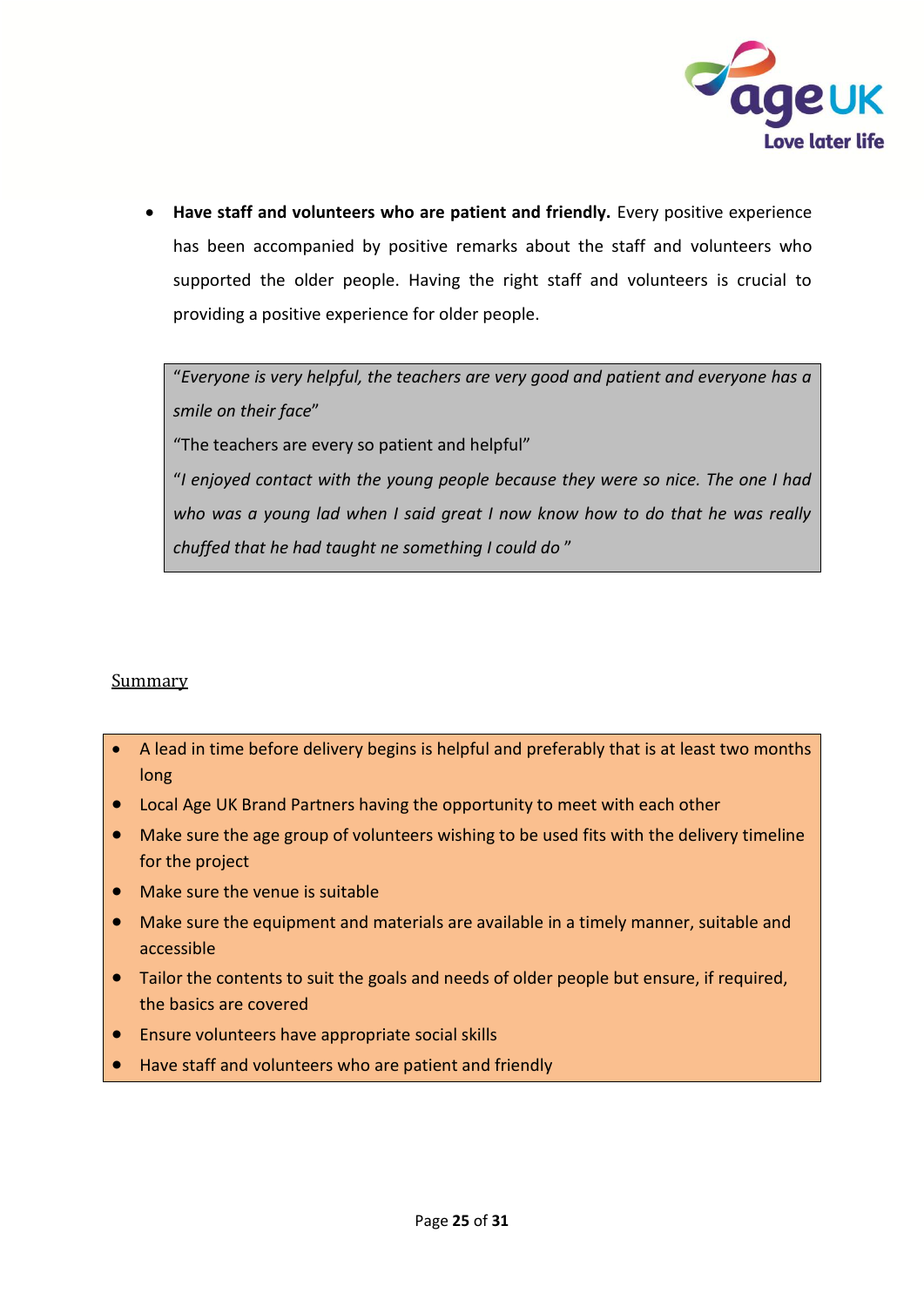- **Have staff and volunteers who are patient and friendly.** Every positive experience has been accompanied by positive remarks about the staff and volunteers who supported the older people. Having the right staff and volunteers is crucial to providing a positive experience for older people.

> "*Everyone is very helpful, the teachers are very good and patient and everyone has a smile on their face*"
>
> "The teachers are every so patient and helpful"
>
> "*I enjoyed contact with the young people because they were so nice. The one I had who was a young lad when I said great I now know how to do that he was really chuffed that he had taught ne something I could do* "

## Summary

- A lead in time before delivery begins is helpful and preferably that is at least two months long
- Local Age UK Brand Partners having the opportunity to meet with each other
- Make sure the age group of volunteers wishing to be used fits with the delivery timeline for the project
- Make sure the venue is suitable
- Make sure the equipment and materials are available in a timely manner, suitable and accessible
- Tailor the contents to suit the goals and needs of older people but ensure, if required, the basics are covered
- Ensure volunteers have appropriate social skills
- Have staff and volunteers who are patient and friendly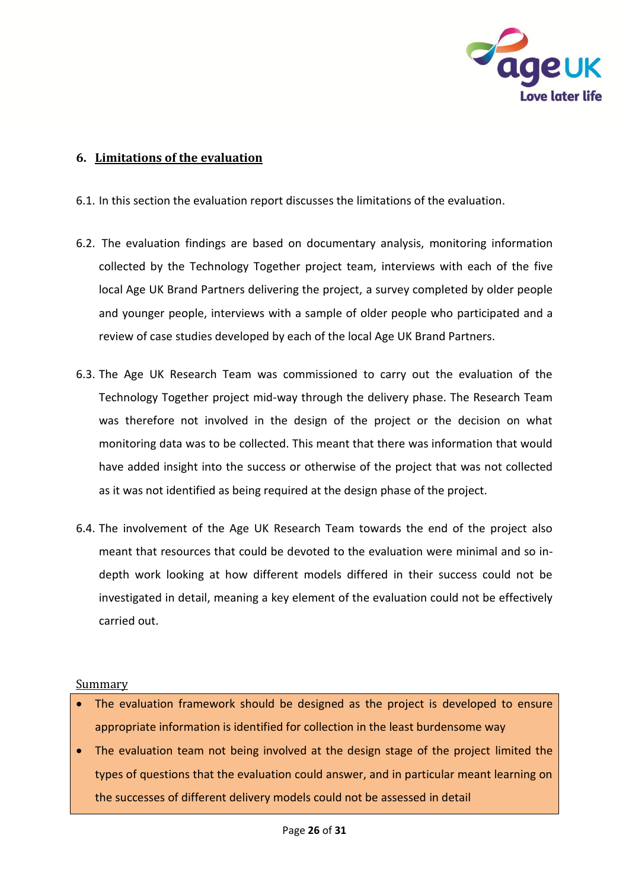## 6. Limitations of the evaluation

6.1. In this section the evaluation report discusses the limitations of the evaluation.

6.2. The evaluation findings are based on documentary analysis, monitoring information collected by the Technology Together project team, interviews with each of the five local Age UK Brand Partners delivering the project, a survey completed by older people and younger people, interviews with a sample of older people who participated and a review of case studies developed by each of the local Age UK Brand Partners.

6.3. The Age UK Research Team was commissioned to carry out the evaluation of the Technology Together project mid-way through the delivery phase. The Research Team was therefore not involved in the design of the project or the decision on what monitoring data was to be collected. This meant that there was information that would have added insight into the success or otherwise of the project that was not collected as it was not identified as being required at the design phase of the project.

6.4. The involvement of the Age UK Research Team towards the end of the project also meant that resources that could be devoted to the evaluation were minimal and so in-depth work looking at how different models differed in their success could not be investigated in detail, meaning a key element of the evaluation could not be effectively carried out.

Summary

- The evaluation framework should be designed as the project is developed to ensure appropriate information is identified for collection in the least burdensome way
- The evaluation team not being involved at the design stage of the project limited the types of questions that the evaluation could answer, and in particular meant learning on the successes of different delivery models could not be assessed in detail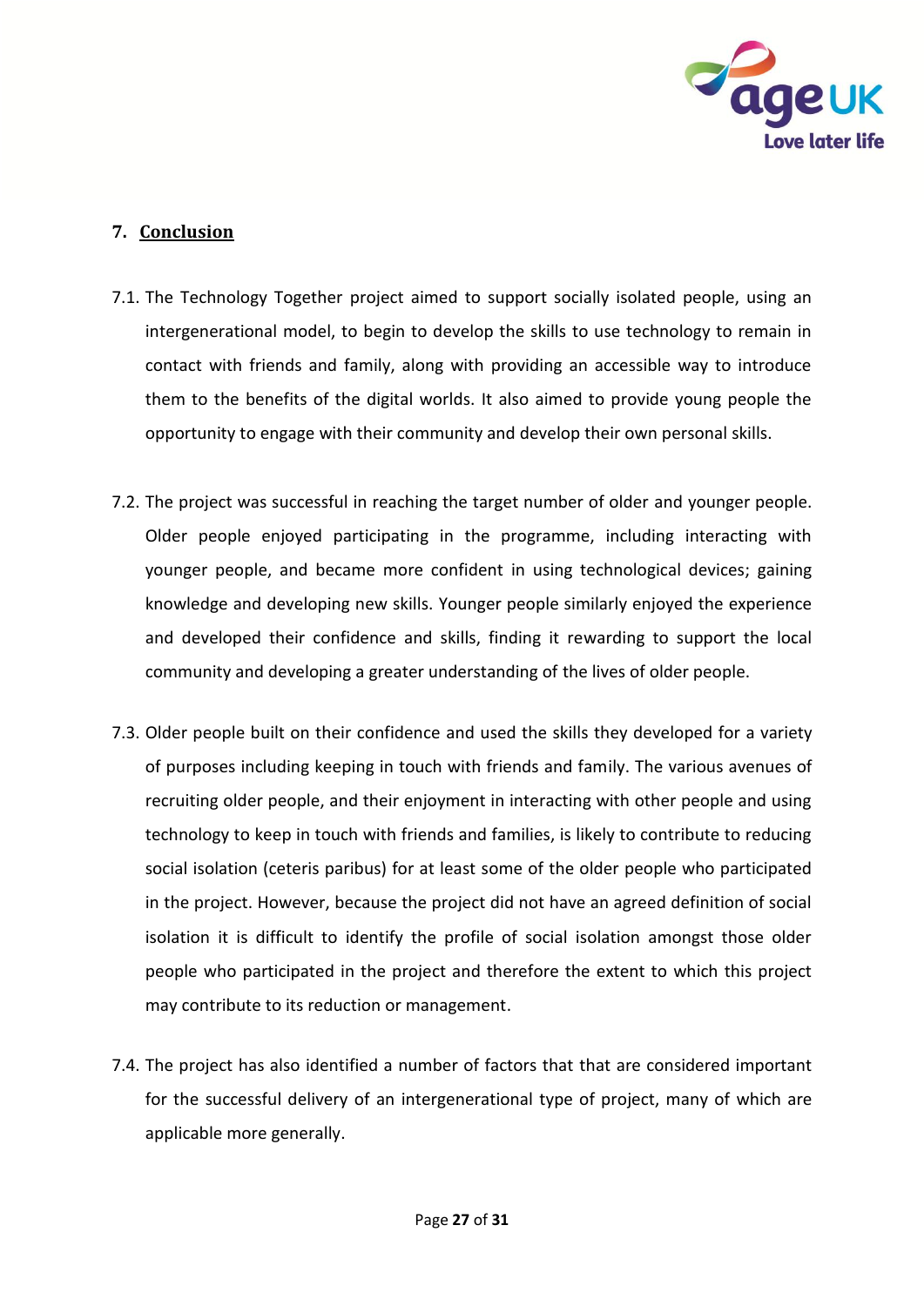## 7. Conclusion

7.1. The Technology Together project aimed to support socially isolated people, using an intergenerational model, to begin to develop the skills to use technology to remain in contact with friends and family, along with providing an accessible way to introduce them to the benefits of the digital worlds. It also aimed to provide young people the opportunity to engage with their community and develop their own personal skills.

7.2. The project was successful in reaching the target number of older and younger people. Older people enjoyed participating in the programme, including interacting with younger people, and became more confident in using technological devices; gaining knowledge and developing new skills. Younger people similarly enjoyed the experience and developed their confidence and skills, finding it rewarding to support the local community and developing a greater understanding of the lives of older people.

7.3. Older people built on their confidence and used the skills they developed for a variety of purposes including keeping in touch with friends and family. The various avenues of recruiting older people, and their enjoyment in interacting with other people and using technology to keep in touch with friends and families, is likely to contribute to reducing social isolation (ceteris paribus) for at least some of the older people who participated in the project. However, because the project did not have an agreed definition of social isolation it is difficult to identify the profile of social isolation amongst those older people who participated in the project and therefore the extent to which this project may contribute to its reduction or management.

7.4. The project has also identified a number of factors that that are considered important for the successful delivery of an intergenerational type of project, many of which are applicable more generally.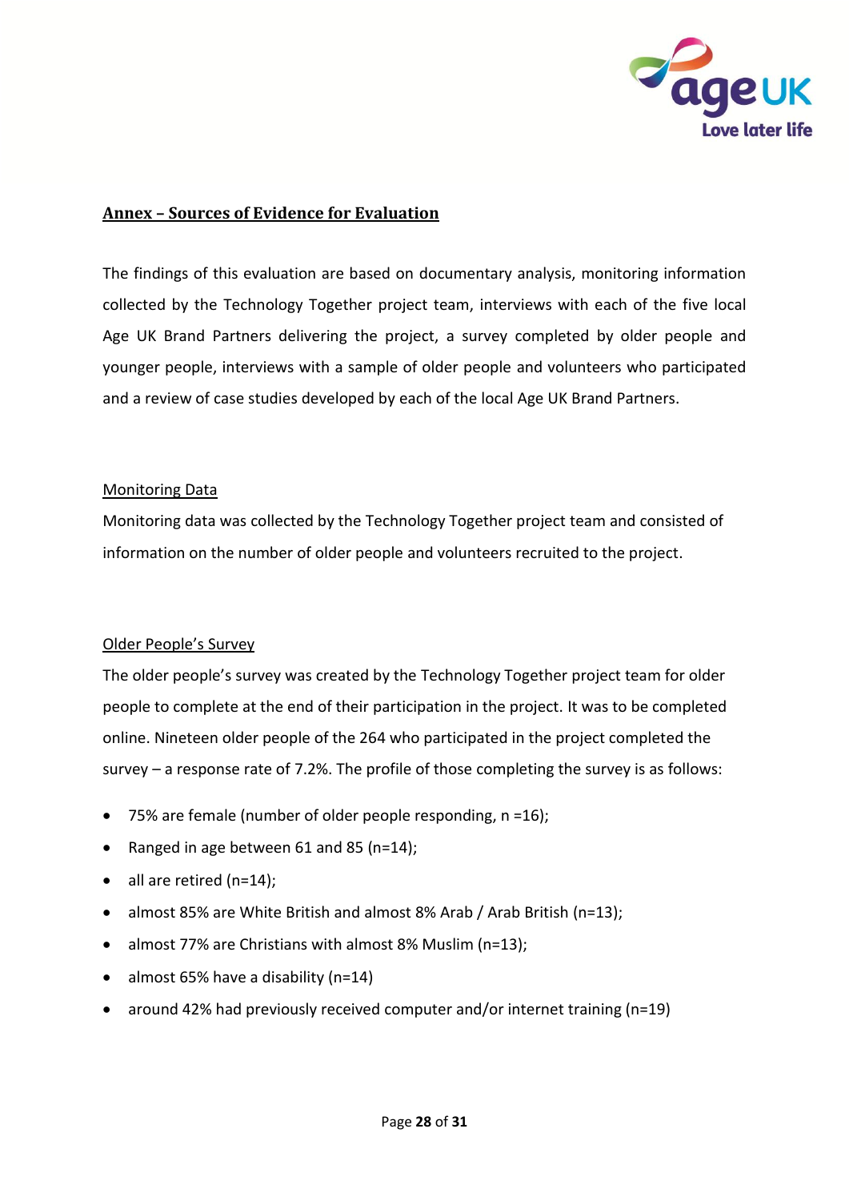## Annex – Sources of Evidence for Evaluation

The findings of this evaluation are based on documentary analysis, monitoring information collected by the Technology Together project team, interviews with each of the five local Age UK Brand Partners delivering the project, a survey completed by older people and younger people, interviews with a sample of older people and volunteers who participated and a review of case studies developed by each of the local Age UK Brand Partners.

### Monitoring Data

Monitoring data was collected by the Technology Together project team and consisted of information on the number of older people and volunteers recruited to the project.

### Older People's Survey

The older people's survey was created by the Technology Together project team for older people to complete at the end of their participation in the project. It was to be completed online. Nineteen older people of the 264 who participated in the project completed the survey – a response rate of 7.2%. The profile of those completing the survey is as follows:

- 75% are female (number of older people responding, n =16);
- Ranged in age between 61 and 85 (n=14);
- all are retired (n=14);
- almost 85% are White British and almost 8% Arab / Arab British (n=13);
- almost 77% are Christians with almost 8% Muslim (n=13);
- almost 65% have a disability (n=14)
- around 42% had previously received computer and/or internet training (n=19)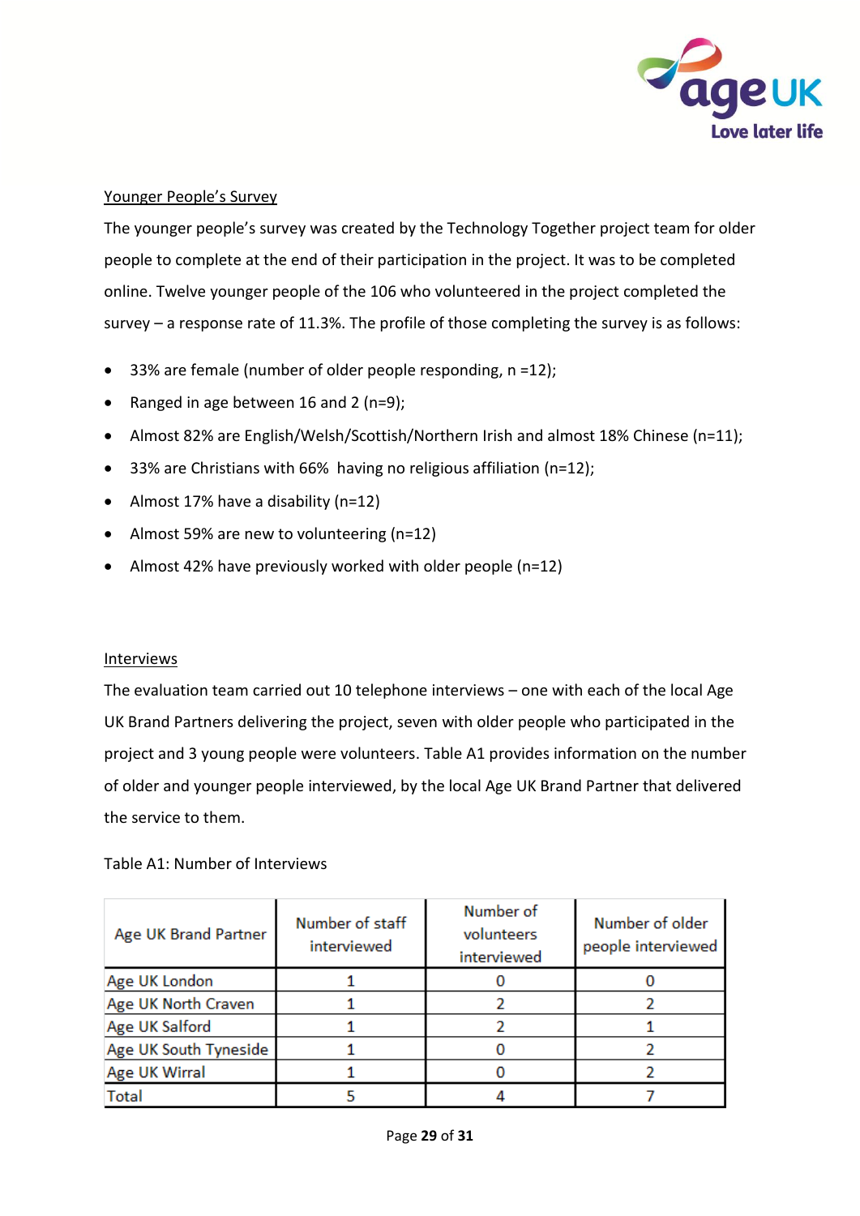Younger People's Survey

The younger people's survey was created by the Technology Together project team for older people to complete at the end of their participation in the project. It was to be completed online. Twelve younger people of the 106 who volunteered in the project completed the survey – a response rate of 11.3%. The profile of those completing the survey is as follows:

- 33% are female (number of older people responding, n =12);
- Ranged in age between 16 and 2 (n=9);
- Almost 82% are English/Welsh/Scottish/Northern Irish and almost 18% Chinese (n=11);
- 33% are Christians with 66% having no religious affiliation (n=12);
- Almost 17% have a disability (n=12)
- Almost 59% are new to volunteering (n=12)
- Almost 42% have previously worked with older people (n=12)

Interviews

The evaluation team carried out 10 telephone interviews – one with each of the local Age UK Brand Partners delivering the project, seven with older people who participated in the project and 3 young people were volunteers. Table A1 provides information on the number of older and younger people interviewed, by the local Age UK Brand Partner that delivered the service to them.

Table A1: Number of Interviews

| Age UK Brand Partner | Number of staff interviewed | Number of volunteers interviewed | Number of older people interviewed |
|---|---|---|---|
| Age UK London | 1 | 0 | 0 |
| Age UK North Craven | 1 | 2 | 2 |
| Age UK Salford | 1 | 2 | 1 |
| Age UK South Tyneside | 1 | 0 | 2 |
| Age UK Wirral | 1 | 0 | 2 |
| Total | 5 | 4 | 7 |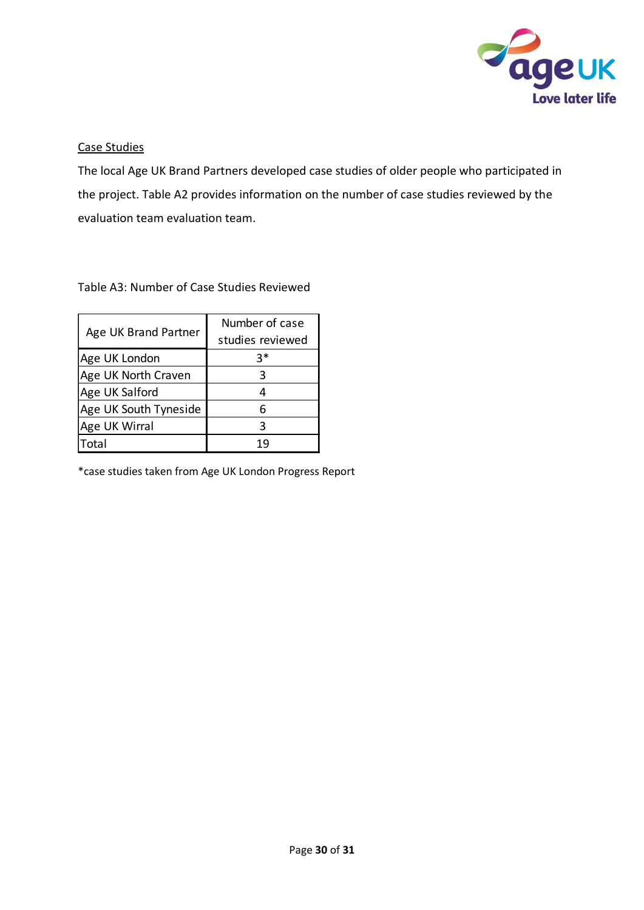<u>Case Studies</u>

The local Age UK Brand Partners developed case studies of older people who participated in the project. Table A2 provides information on the number of case studies reviewed by the evaluation team evaluation team.

Table A3: Number of Case Studies Reviewed

| Age UK Brand Partner | Number of case studies reviewed |
|---|---|
| Age UK London | 3* |
| Age UK North Craven | 3 |
| Age UK Salford | 4 |
| Age UK South Tyneside | 6 |
| Age UK Wirral | 3 |
| Total | 19 |

*case studies taken from Age UK London Progress Report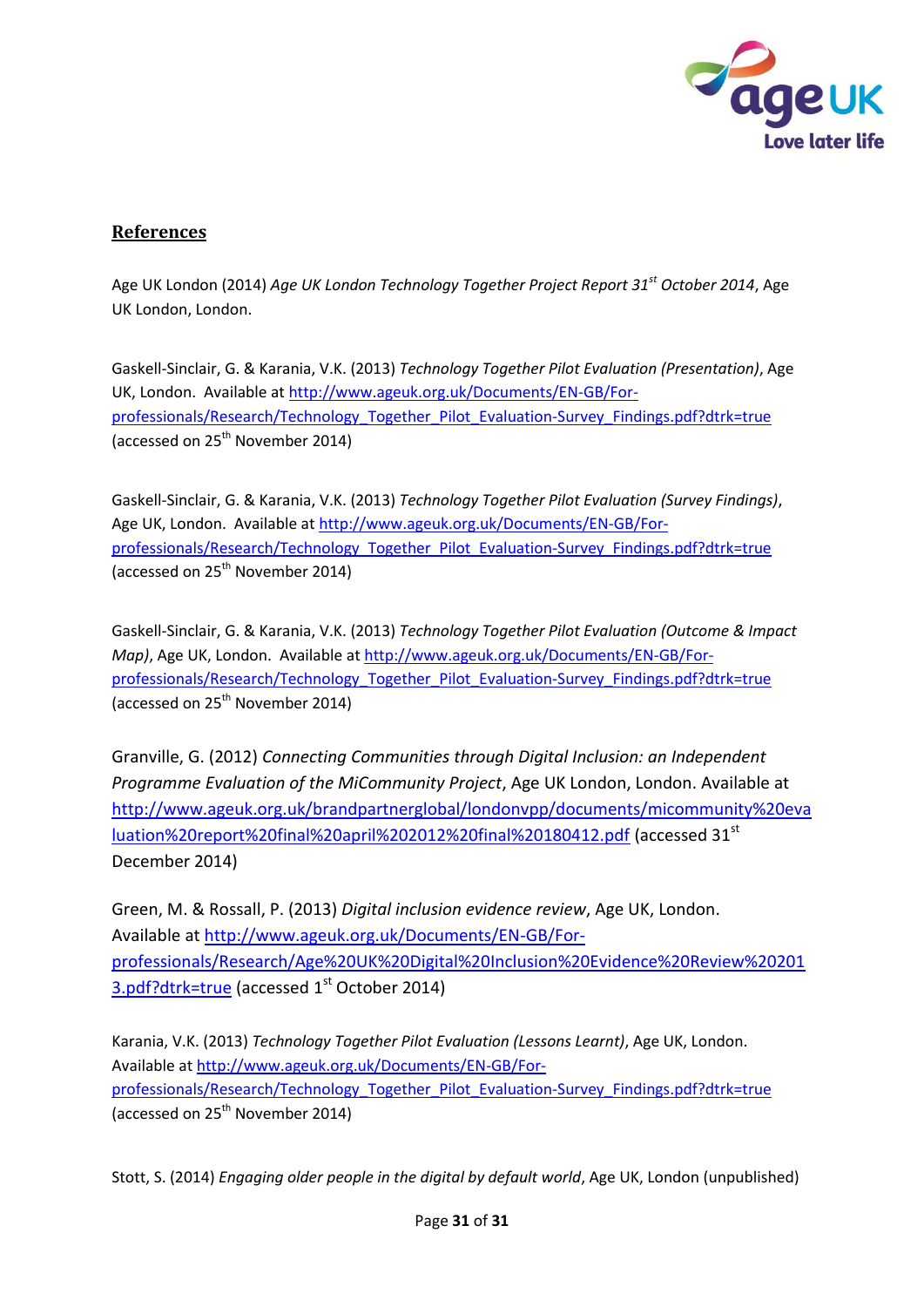## References

Age UK London (2014) *Age UK London Technology Together Project Report 31st October 2014*, Age UK London, London.

Gaskell-Sinclair, G. & Karania, V.K. (2013) *Technology Together Pilot Evaluation (Presentation)*, Age UK, London. Available at http://www.ageuk.org.uk/Documents/EN-GB/For-professionals/Research/Technology_Together_Pilot_Evaluation-Survey_Findings.pdf?dtrk=true (accessed on 25th November 2014)

Gaskell-Sinclair, G. & Karania, V.K. (2013) *Technology Together Pilot Evaluation (Survey Findings)*, Age UK, London. Available at http://www.ageuk.org.uk/Documents/EN-GB/For-professionals/Research/Technology_Together_Pilot_Evaluation-Survey_Findings.pdf?dtrk=true (accessed on 25th November 2014)

Gaskell-Sinclair, G. & Karania, V.K. (2013) *Technology Together Pilot Evaluation (Outcome & Impact Map)*, Age UK, London. Available at http://www.ageuk.org.uk/Documents/EN-GB/For-professionals/Research/Technology_Together_Pilot_Evaluation-Survey_Findings.pdf?dtrk=true (accessed on 25th November 2014)

Granville, G. (2012) *Connecting Communities through Digital Inclusion: an Independent Programme Evaluation of the MiCommunity Project*, Age UK London, London. Available at http://www.ageuk.org.uk/brandpartnerglobal/londonvpp/documents/micommunity%20evaluation%20report%20final%20april%202012%20final%20180412.pdf (accessed 31st December 2014)

Green, M. & Rossall, P. (2013) *Digital inclusion evidence review*, Age UK, London. Available at http://www.ageuk.org.uk/Documents/EN-GB/For-professionals/Research/Age%20UK%20Digital%20Inclusion%20Evidence%20Review%202013.pdf?dtrk=true (accessed 1st October 2014)

Karania, V.K. (2013) *Technology Together Pilot Evaluation (Lessons Learnt)*, Age UK, London. Available at http://www.ageuk.org.uk/Documents/EN-GB/For-professionals/Research/Technology_Together_Pilot_Evaluation-Survey_Findings.pdf?dtrk=true (accessed on 25th November 2014)

Stott, S. (2014) *Engaging older people in the digital by default world*, Age UK, London (unpublished)